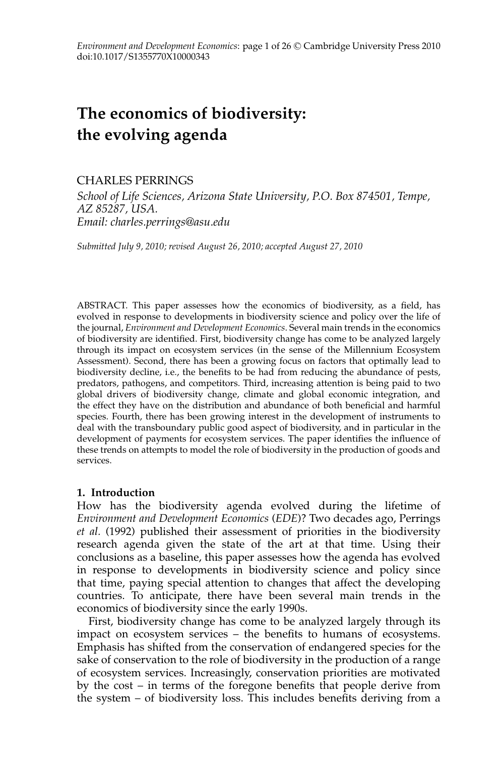# The economics of biodiversity: the evolving agenda

CHARLES PERRINGS

*School of Life Sciences, Arizona State University, P.O. Box 874501, Tempe, AZ 85287, USA.*
*Email: charles.perrings@asu.edu*

*Submitted July 9, 2010; revised August 26, 2010; accepted August 27, 2010*

ABSTRACT. This paper assesses how the economics of biodiversity, as a field, has evolved in response to developments in biodiversity science and policy over the life of the journal, *Environment and Development Economics*. Several main trends in the economics of biodiversity are identified. First, biodiversity change has come to be analyzed largely through its impact on ecosystem services (in the sense of the Millennium Ecosystem Assessment). Second, there has been a growing focus on factors that optimally lead to biodiversity decline, i.e., the benefits to be had from reducing the abundance of pests, predators, pathogens, and competitors. Third, increasing attention is being paid to two global drivers of biodiversity change, climate and global economic integration, and the effect they have on the distribution and abundance of both beneficial and harmful species. Fourth, there has been growing interest in the development of instruments to deal with the transboundary public good aspect of biodiversity, and in particular in the development of payments for ecosystem services. The paper identifies the influence of these trends on attempts to model the role of biodiversity in the production of goods and services.

## 1. Introduction

How has the biodiversity agenda evolved during the lifetime of *Environment and Development Economics* (*EDE*)? Two decades ago, Perrings *et al.* (1992) published their assessment of priorities in the biodiversity research agenda given the state of the art at that time. Using their conclusions as a baseline, this paper assesses how the agenda has evolved in response to developments in biodiversity science and policy since that time, paying special attention to changes that affect the developing countries. To anticipate, there have been several main trends in the economics of biodiversity since the early 1990s.

First, biodiversity change has come to be analyzed largely through its impact on ecosystem services – the benefits to humans of ecosystems. Emphasis has shifted from the conservation of endangered species for the sake of conservation to the role of biodiversity in the production of a range of ecosystem services. Increasingly, conservation priorities are motivated by the cost – in terms of the foregone benefits that people derive from the system – of biodiversity loss. This includes benefits deriving from a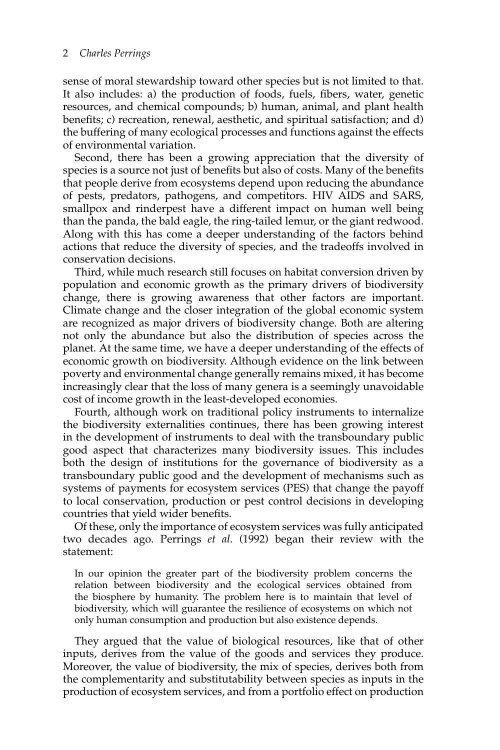sense of moral stewardship toward other species but is not limited to that. It also includes: a) the production of foods, fuels, fibers, water, genetic resources, and chemical compounds; b) human, animal, and plant health benefits; c) recreation, renewal, aesthetic, and spiritual satisfaction; and d) the buffering of many ecological processes and functions against the effects of environmental variation.

Second, there has been a growing appreciation that the diversity of species is a source not just of benefits but also of costs. Many of the benefits that people derive from ecosystems depend upon reducing the abundance of pests, predators, pathogens, and competitors. HIV AIDS and SARS, smallpox and rinderpest have a different impact on human well being than the panda, the bald eagle, the ring-tailed lemur, or the giant redwood. Along with this has come a deeper understanding of the factors behind actions that reduce the diversity of species, and the tradeoffs involved in conservation decisions.

Third, while much research still focuses on habitat conversion driven by population and economic growth as the primary drivers of biodiversity change, there is growing awareness that other factors are important. Climate change and the closer integration of the global economic system are recognized as major drivers of biodiversity change. Both are altering not only the abundance but also the distribution of species across the planet. At the same time, we have a deeper understanding of the effects of economic growth on biodiversity. Although evidence on the link between poverty and environmental change generally remains mixed, it has become increasingly clear that the loss of many genera is a seemingly unavoidable cost of income growth in the least-developed economies.

Fourth, although work on traditional policy instruments to internalize the biodiversity externalities continues, there has been growing interest in the development of instruments to deal with the transboundary public good aspect that characterizes many biodiversity issues. This includes both the design of institutions for the governance of biodiversity as a transboundary public good and the development of mechanisms such as systems of payments for ecosystem services (PES) that change the payoff to local conservation, production or pest control decisions in developing countries that yield wider benefits.

Of these, only the importance of ecosystem services was fully anticipated two decades ago. Perrings *et al*. (1992) began their review with the statement:

> In our opinion the greater part of the biodiversity problem concerns the relation between biodiversity and the ecological services obtained from the biosphere by humanity. The problem here is to maintain that level of biodiversity, which will guarantee the resilience of ecosystems on which not only human consumption and production but also existence depends.

They argued that the value of biological resources, like that of other inputs, derives from the value of the goods and services they produce. Moreover, the value of biodiversity, the mix of species, derives both from the complementarity and substitutability between species as inputs in the production of ecosystem services, and from a portfolio effect on production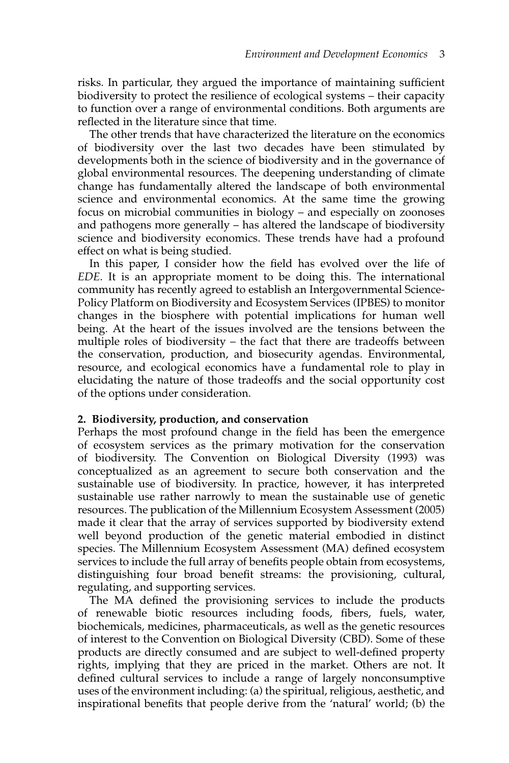risks. In particular, they argued the importance of maintaining sufficient biodiversity to protect the resilience of ecological systems – their capacity to function over a range of environmental conditions. Both arguments are reflected in the literature since that time.

The other trends that have characterized the literature on the economics of biodiversity over the last two decades have been stimulated by developments both in the science of biodiversity and in the governance of global environmental resources. The deepening understanding of climate change has fundamentally altered the landscape of both environmental science and environmental economics. At the same time the growing focus on microbial communities in biology – and especially on zoonoses and pathogens more generally – has altered the landscape of biodiversity science and biodiversity economics. These trends have had a profound effect on what is being studied.

In this paper, I consider how the field has evolved over the life of *EDE*. It is an appropriate moment to be doing this. The international community has recently agreed to establish an Intergovernmental Science-Policy Platform on Biodiversity and Ecosystem Services (IPBES) to monitor changes in the biosphere with potential implications for human well being. At the heart of the issues involved are the tensions between the multiple roles of biodiversity – the fact that there are tradeoffs between the conservation, production, and biosecurity agendas. Environmental, resource, and ecological economics have a fundamental role to play in elucidating the nature of those tradeoffs and the social opportunity cost of the options under consideration.

## 2. Biodiversity, production, and conservation

Perhaps the most profound change in the field has been the emergence of ecosystem services as the primary motivation for the conservation of biodiversity. The Convention on Biological Diversity (1993) was conceptualized as an agreement to secure both conservation and the sustainable use of biodiversity. In practice, however, it has interpreted sustainable use rather narrowly to mean the sustainable use of genetic resources. The publication of the Millennium Ecosystem Assessment (2005) made it clear that the array of services supported by biodiversity extend well beyond production of the genetic material embodied in distinct species. The Millennium Ecosystem Assessment (MA) defined ecosystem services to include the full array of benefits people obtain from ecosystems, distinguishing four broad benefit streams: the provisioning, cultural, regulating, and supporting services.

The MA defined the provisioning services to include the products of renewable biotic resources including foods, fibers, fuels, water, biochemicals, medicines, pharmaceuticals, as well as the genetic resources of interest to the Convention on Biological Diversity (CBD). Some of these products are directly consumed and are subject to well-defined property rights, implying that they are priced in the market. Others are not. It defined cultural services to include a range of largely nonconsumptive uses of the environment including: (a) the spiritual, religious, aesthetic, and inspirational benefits that people derive from the 'natural' world; (b) the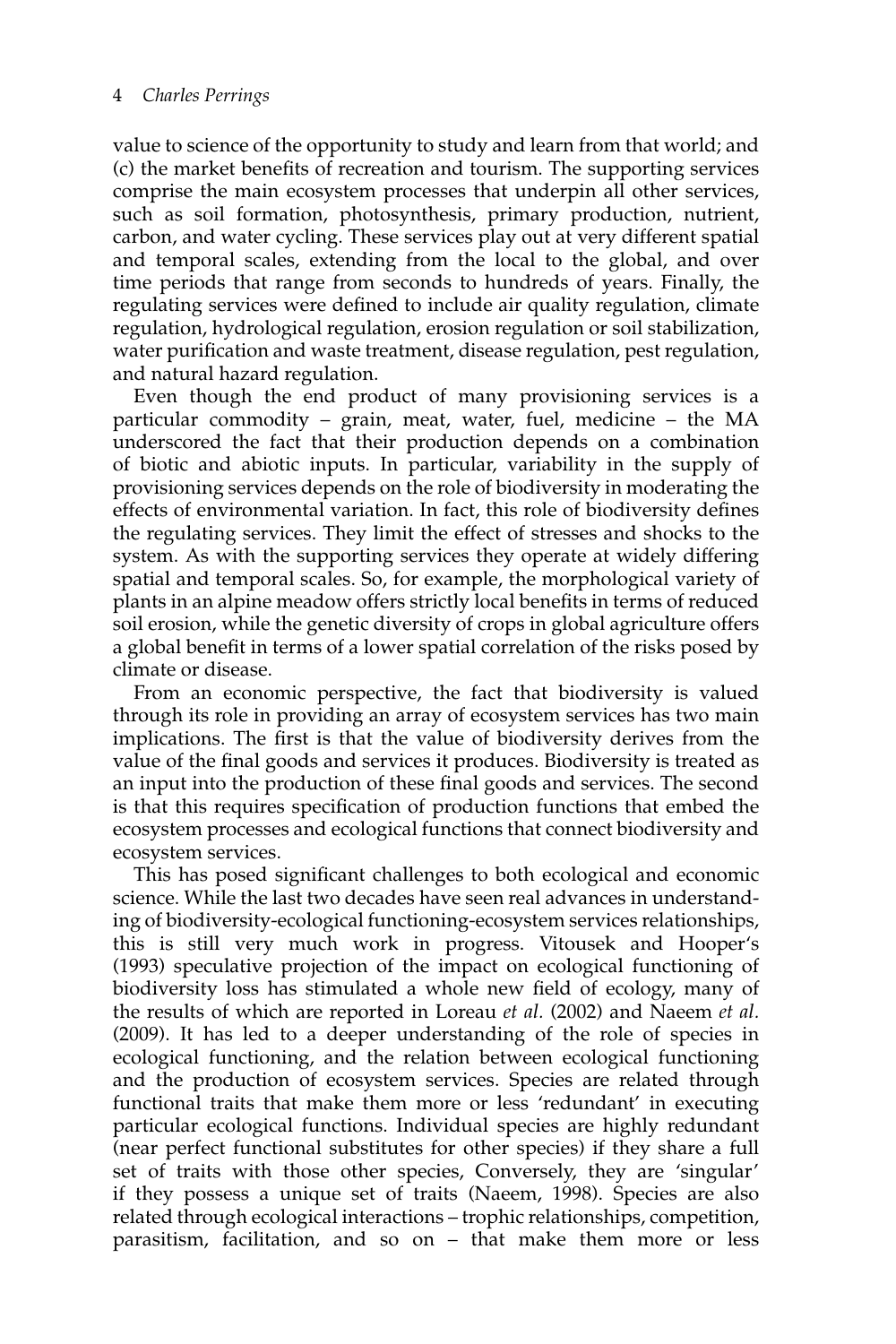value to science of the opportunity to study and learn from that world; and (c) the market benefits of recreation and tourism. The supporting services comprise the main ecosystem processes that underpin all other services, such as soil formation, photosynthesis, primary production, nutrient, carbon, and water cycling. These services play out at very different spatial and temporal scales, extending from the local to the global, and over time periods that range from seconds to hundreds of years. Finally, the regulating services were defined to include air quality regulation, climate regulation, hydrological regulation, erosion regulation or soil stabilization, water purification and waste treatment, disease regulation, pest regulation, and natural hazard regulation.

Even though the end product of many provisioning services is a particular commodity – grain, meat, water, fuel, medicine – the MA underscored the fact that their production depends on a combination of biotic and abiotic inputs. In particular, variability in the supply of provisioning services depends on the role of biodiversity in moderating the effects of environmental variation. In fact, this role of biodiversity defines the regulating services. They limit the effect of stresses and shocks to the system. As with the supporting services they operate at widely differing spatial and temporal scales. So, for example, the morphological variety of plants in an alpine meadow offers strictly local benefits in terms of reduced soil erosion, while the genetic diversity of crops in global agriculture offers a global benefit in terms of a lower spatial correlation of the risks posed by climate or disease.

From an economic perspective, the fact that biodiversity is valued through its role in providing an array of ecosystem services has two main implications. The first is that the value of biodiversity derives from the value of the final goods and services it produces. Biodiversity is treated as an input into the production of these final goods and services. The second is that this requires specification of production functions that embed the ecosystem processes and ecological functions that connect biodiversity and ecosystem services.

This has posed significant challenges to both ecological and economic science. While the last two decades have seen real advances in understanding of biodiversity-ecological functioning-ecosystem services relationships, this is still very much work in progress. Vitousek and Hooper's (1993) speculative projection of the impact on ecological functioning of biodiversity loss has stimulated a whole new field of ecology, many of the results of which are reported in Loreau *et al.* (2002) and Naeem *et al.* (2009). It has led to a deeper understanding of the role of species in ecological functioning, and the relation between ecological functioning and the production of ecosystem services. Species are related through functional traits that make them more or less 'redundant' in executing particular ecological functions. Individual species are highly redundant (near perfect functional substitutes for other species) if they share a full set of traits with those other species, Conversely, they are 'singular' if they possess a unique set of traits (Naeem, 1998). Species are also related through ecological interactions – trophic relationships, competition, parasitism, facilitation, and so on – that make them more or less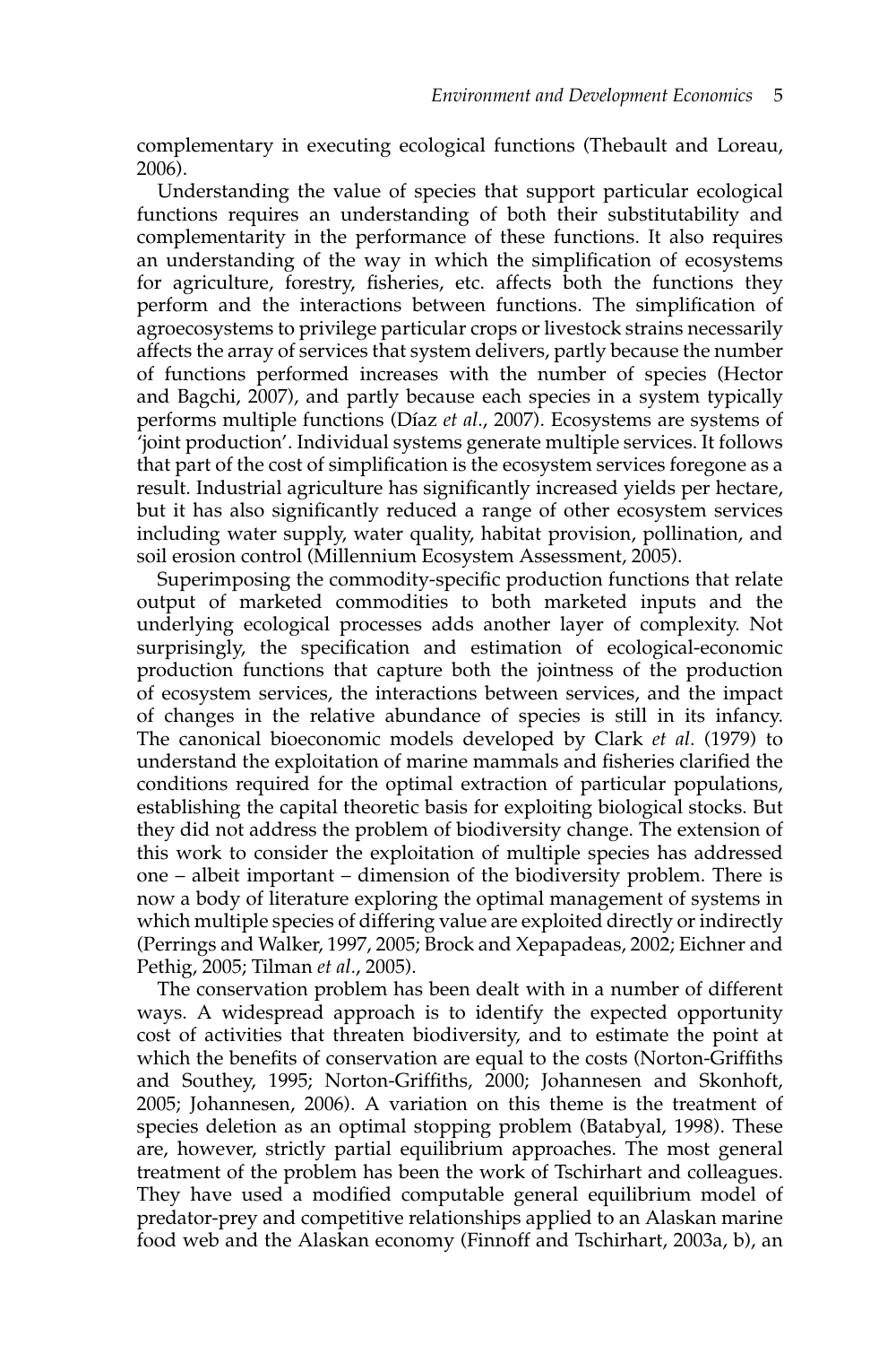complementary in executing ecological functions (Thebault and Loreau, 2006).

Understanding the value of species that support particular ecological functions requires an understanding of both their substitutability and complementarity in the performance of these functions. It also requires an understanding of the way in which the simplification of ecosystems for agriculture, forestry, fisheries, etc. affects both the functions they perform and the interactions between functions. The simplification of agroecosystems to privilege particular crops or livestock strains necessarily affects the array of services that system delivers, partly because the number of functions performed increases with the number of species (Hector and Bagchi, 2007), and partly because each species in a system typically performs multiple functions (Díaz *et al*., 2007). Ecosystems are systems of 'joint production'. Individual systems generate multiple services. It follows that part of the cost of simplification is the ecosystem services foregone as a result. Industrial agriculture has significantly increased yields per hectare, but it has also significantly reduced a range of other ecosystem services including water supply, water quality, habitat provision, pollination, and soil erosion control (Millennium Ecosystem Assessment, 2005).

Superimposing the commodity-specific production functions that relate output of marketed commodities to both marketed inputs and the underlying ecological processes adds another layer of complexity. Not surprisingly, the specification and estimation of ecological-economic production functions that capture both the jointness of the production of ecosystem services, the interactions between services, and the impact of changes in the relative abundance of species is still in its infancy. The canonical bioeconomic models developed by Clark *et al.* (1979) to understand the exploitation of marine mammals and fisheries clarified the conditions required for the optimal extraction of particular populations, establishing the capital theoretic basis for exploiting biological stocks. But they did not address the problem of biodiversity change. The extension of this work to consider the exploitation of multiple species has addressed one – albeit important – dimension of the biodiversity problem. There is now a body of literature exploring the optimal management of systems in which multiple species of differing value are exploited directly or indirectly (Perrings and Walker, 1997, 2005; Brock and Xepapadeas, 2002; Eichner and Pethig, 2005; Tilman *et al*., 2005).

The conservation problem has been dealt with in a number of different ways. A widespread approach is to identify the expected opportunity cost of activities that threaten biodiversity, and to estimate the point at which the benefits of conservation are equal to the costs (Norton-Griffiths and Southey, 1995; Norton-Griffiths, 2000; Johannesen and Skonhoft, 2005; Johannesen, 2006). A variation on this theme is the treatment of species deletion as an optimal stopping problem (Batabyal, 1998). These are, however, strictly partial equilibrium approaches. The most general treatment of the problem has been the work of Tschirhart and colleagues. They have used a modified computable general equilibrium model of predator-prey and competitive relationships applied to an Alaskan marine food web and the Alaskan economy (Finnoff and Tschirhart, 2003a, b), an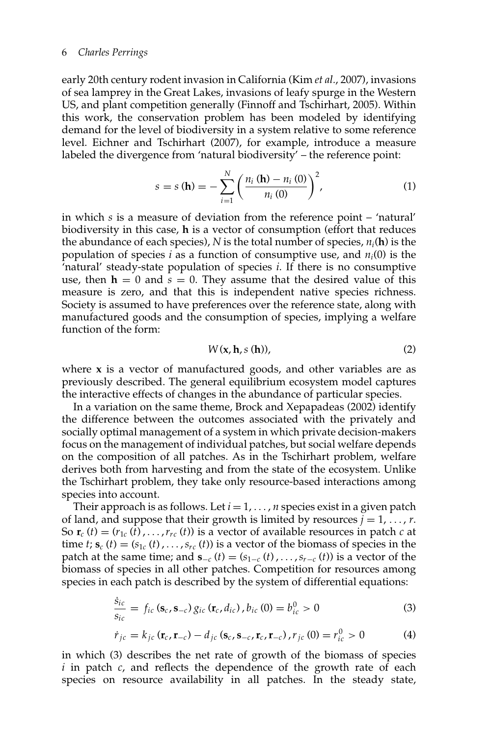early 20th century rodent invasion in California (Kim *et al.*, 2007), invasions of sea lamprey in the Great Lakes, invasions of leafy spurge in the Western US, and plant competition generally (Finnoff and Tschirhart, 2005). Within this work, the conservation problem has been modeled by identifying demand for the level of biodiversity in a system relative to some reference level. Eichner and Tschirhart (2007), for example, introduce a measure labeled the divergence from 'natural biodiversity' – the reference point:

$$s = s(\mathbf{h}) = -\sum_{i=1}^{N} \left( \frac{n_i(\mathbf{h}) - n_i(0)}{n_i(0)} \right)^2, \tag{1}$$

in which $s$ is a measure of deviation from the reference point – 'natural' biodiversity in this case, $\mathbf{h}$ is a vector of consumption (effort that reduces the abundance of each species), $N$ is the total number of species, $n_i(\mathbf{h})$ is the population of species $i$ as a function of consumptive use, and $n_i(0)$ is the 'natural' steady-state population of species $i$. If there is no consumptive use, then $\mathbf{h} = 0$ and $s = 0$. They assume that the desired value of this measure is zero, and that this is independent native species richness. Society is assumed to have preferences over the reference state, along with manufactured goods and the consumption of species, implying a welfare function of the form:

$$W(\mathbf{x}, \mathbf{h}, s(\mathbf{h})), \tag{2}$$

where $\mathbf{x}$ is a vector of manufactured goods, and other variables are as previously described. The general equilibrium ecosystem model captures the interactive effects of changes in the abundance of particular species.

In a variation on the same theme, Brock and Xepapadeas (2002) identify the difference between the outcomes associated with the privately and socially optimal management of a system in which private decision-makers focus on the management of individual patches, but social welfare depends on the composition of all patches. As in the Tschirhart problem, welfare derives both from harvesting and from the state of the ecosystem. Unlike the Tschirhart problem, they take only resource-based interactions among species into account.

Their approach is as follows. Let $i = 1, \ldots, n$ species exist in a given patch of land, and suppose that their growth is limited by resources $j = 1, \ldots, r$. So $\mathbf{r}_c(t) = (r_{1c}(t), \ldots, r_{rc}(t))$ is a vector of available resources in patch $c$ at time $t$; $\mathbf{s}_c(t) = (s_{1c}(t), \ldots, s_{rc}(t))$ is a vector of the biomass of species in the patch at the same time; and $\mathbf{s}_{-c}(t) = (s_{1-c}(t), \ldots, s_{r-c}(t))$ is a vector of the biomass of species in all other patches. Competition for resources among species in each patch is described by the system of differential equations:

$$\frac{\dot{s}_{ic}}{s_{ic}} = f_{ic}(\mathbf{s}_c, \mathbf{s}_{-c}) \, g_{ic}(\mathbf{r}_c, d_{ic}), b_{ic}(0) = b_{ic}^0 > 0 \tag{3}$$

$$\dot{r}_{jc} = k_{jc}(\mathbf{r}_c, \mathbf{r}_{-c}) - d_{jc}(\mathbf{s}_c, \mathbf{s}_{-c}, \mathbf{r}_c, \mathbf{r}_{-c}), r_{jc}(0) = r_{ic}^0 > 0 \tag{4}$$

in which (3) describes the net rate of growth of the biomass of species $i$ in patch $c$, and reflects the dependence of the growth rate of each species on resource availability in all patches. In the steady state,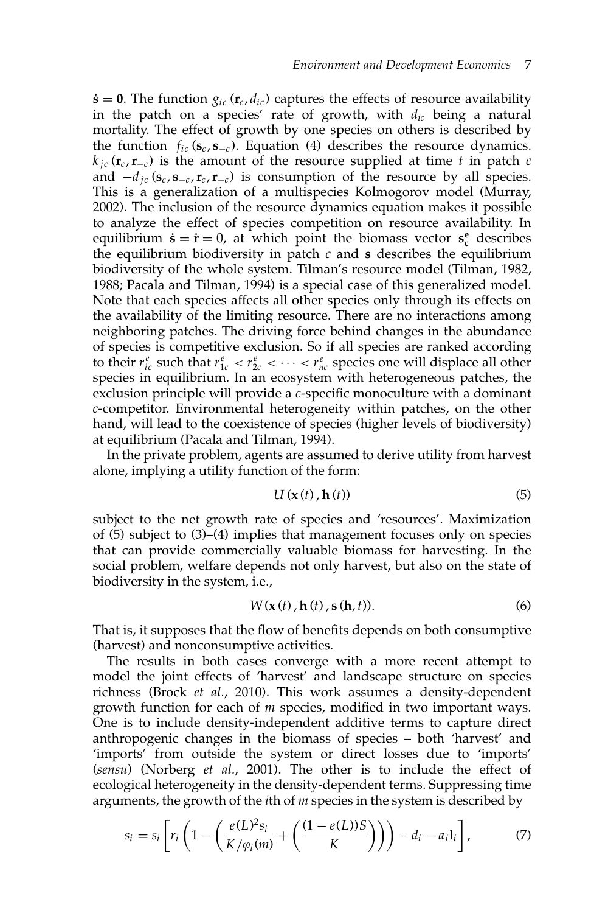$\dot{\mathbf{s}} = \mathbf{0}$. The function $g_{ic}(\mathbf{r}_c, d_{ic})$ captures the effects of resource availability in the patch on a species' rate of growth, with $d_{ic}$ being a natural mortality. The effect of growth by one species on others is described by the function $f_{ic}(\mathbf{s}_c, \mathbf{s}_{-c})$. Equation (4) describes the resource dynamics. $k_{jc}(\mathbf{r}_c, \mathbf{r}_{-c})$ is the amount of the resource supplied at time $t$ in patch $c$ and $-d_{jc}(\mathbf{s}_c, \mathbf{s}_{-c}, \mathbf{r}_c, \mathbf{r}_{-c})$ is consumption of the resource by all species. This is a generalization of a multispecies Kolmogorov model (Murray, 2002). The inclusion of the resource dynamics equation makes it possible to analyze the effect of species competition on resource availability. In equilibrium $\dot{\mathbf{s}} = \dot{\mathbf{r}} = 0$, at which point the biomass vector $\mathbf{s}_c^{\mathbf{e}}$ describes the equilibrium biodiversity in patch $c$ and $\mathbf{s}$ describes the equilibrium biodiversity of the whole system. Tilman's resource model (Tilman, 1982, 1988; Pacala and Tilman, 1994) is a special case of this generalized model. Note that each species affects all other species only through its effects on the availability of the limiting resource. There are no interactions among neighboring patches. The driving force behind changes in the abundance of species is competitive exclusion. So if all species are ranked according to their $r_{ic}^{e}$ such that $r_{1c}^{e} < r_{2c}^{e} < \cdots < r_{nc}^{e}$ species one will displace all other species in equilibrium. In an ecosystem with heterogeneous patches, the exclusion principle will provide a $c$-specific monoculture with a dominant $c$-competitor. Environmental heterogeneity within patches, on the other hand, will lead to the coexistence of species (higher levels of biodiversity) at equilibrium (Pacala and Tilman, 1994).

In the private problem, agents are assumed to derive utility from harvest alone, implying a utility function of the form:

$$U(\mathbf{x}(t), \mathbf{h}(t)) \tag{5}$$

subject to the net growth rate of species and 'resources'. Maximization of (5) subject to (3)–(4) implies that management focuses only on species that can provide commercially valuable biomass for harvesting. In the social problem, welfare depends not only harvest, but also on the state of biodiversity in the system, i.e.,

$$W(\mathbf{x}(t), \mathbf{h}(t), \mathbf{s}(\mathbf{h}, t)). \tag{6}$$

That is, it supposes that the flow of benefits depends on both consumptive (harvest) and nonconsumptive activities.

The results in both cases converge with a more recent attempt to model the joint effects of 'harvest' and landscape structure on species richness (Brock *et al.*, 2010). This work assumes a density-dependent growth function for each of $m$ species, modified in two important ways. One is to include density-independent additive terms to capture direct anthropogenic changes in the biomass of species – both 'harvest' and 'imports' from outside the system or direct losses due to 'imports' (*sensu*) (Norberg *et al.*, 2001). The other is to include the effect of ecological heterogeneity in the density-dependent terms. Suppressing time arguments, the growth of the $i$th of $m$ species in the system is described by

$$s_i = s_i \left[ r_i \left( 1 - \left( \frac{e(L)^2 s_i}{K/\varphi_i(m)} + \left( \frac{(1 - e(L))S}{K} \right) \right) \right) - d_i - a_i l_i \right], \tag{7}$$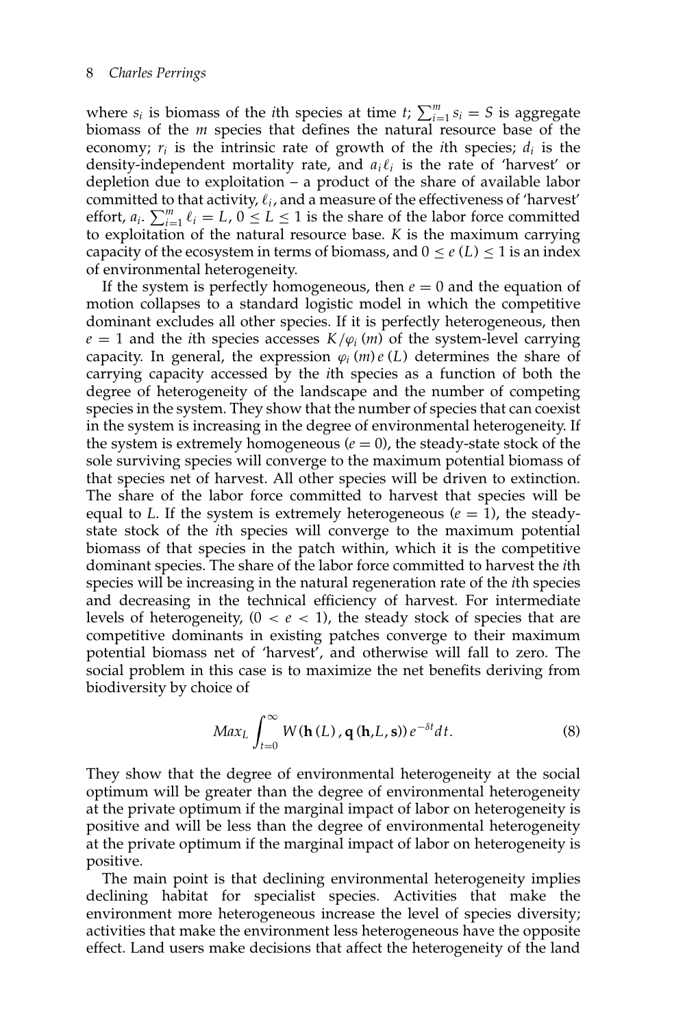where $s_i$ is biomass of the $i$th species at time $t$; $\sum_{i=1}^{m} s_i = S$ is aggregate biomass of the $m$ species that defines the natural resource base of the economy; $r_i$ is the intrinsic rate of growth of the $i$th species; $d_i$ is the density-independent mortality rate, and $a_i \ell_i$ is the rate of 'harvest' or depletion due to exploitation – a product of the share of available labor committed to that activity, $\ell_i$, and a measure of the effectiveness of 'harvest' effort, $a_i$. $\sum_{i=1}^{m} \ell_i = L$, $0 \leq L \leq 1$ is the share of the labor force committed to exploitation of the natural resource base. $K$ is the maximum carrying capacity of the ecosystem in terms of biomass, and $0 \leq e(L) \leq 1$ is an index of environmental heterogeneity.

If the system is perfectly homogeneous, then $e = 0$ and the equation of motion collapses to a standard logistic model in which the competitive dominant excludes all other species. If it is perfectly heterogeneous, then $e = 1$ and the $i$th species accesses $K/\varphi_i(m)$ of the system-level carrying capacity. In general, the expression $\varphi_i(m)e(L)$ determines the share of carrying capacity accessed by the $i$th species as a function of both the degree of heterogeneity of the landscape and the number of competing species in the system. They show that the number of species that can coexist in the system is increasing in the degree of environmental heterogeneity. If the system is extremely homogeneous ($e = 0$), the steady-state stock of the sole surviving species will converge to the maximum potential biomass of that species net of harvest. All other species will be driven to extinction. The share of the labor force committed to harvest that species will be equal to $L$. If the system is extremely heterogeneous ($e = 1$), the steady-state stock of the $i$th species will converge to the maximum potential biomass of that species in the patch within, which it is the competitive dominant species. The share of the labor force committed to harvest the $i$th species will be increasing in the natural regeneration rate of the $i$th species and decreasing in the technical efficiency of harvest. For intermediate levels of heterogeneity, ($0 < e < 1$), the steady stock of species that are competitive dominants in existing patches converge to their maximum potential biomass net of 'harvest', and otherwise will fall to zero. The social problem in this case is to maximize the net benefits deriving from biodiversity by choice of

$$Max_L \int_{t=0}^{\infty} W(\mathbf{h}(L), \mathbf{q}(\mathbf{h}, L, \mathbf{s}))\, e^{-\delta t} dt. \tag{8}$$

They show that the degree of environmental heterogeneity at the social optimum will be greater than the degree of environmental heterogeneity at the private optimum if the marginal impact of labor on heterogeneity is positive and will be less than the degree of environmental heterogeneity at the private optimum if the marginal impact of labor on heterogeneity is positive.

The main point is that declining environmental heterogeneity implies declining habitat for specialist species. Activities that make the environment more heterogeneous increase the level of species diversity; activities that make the environment less heterogeneous have the opposite effect. Land users make decisions that affect the heterogeneity of the land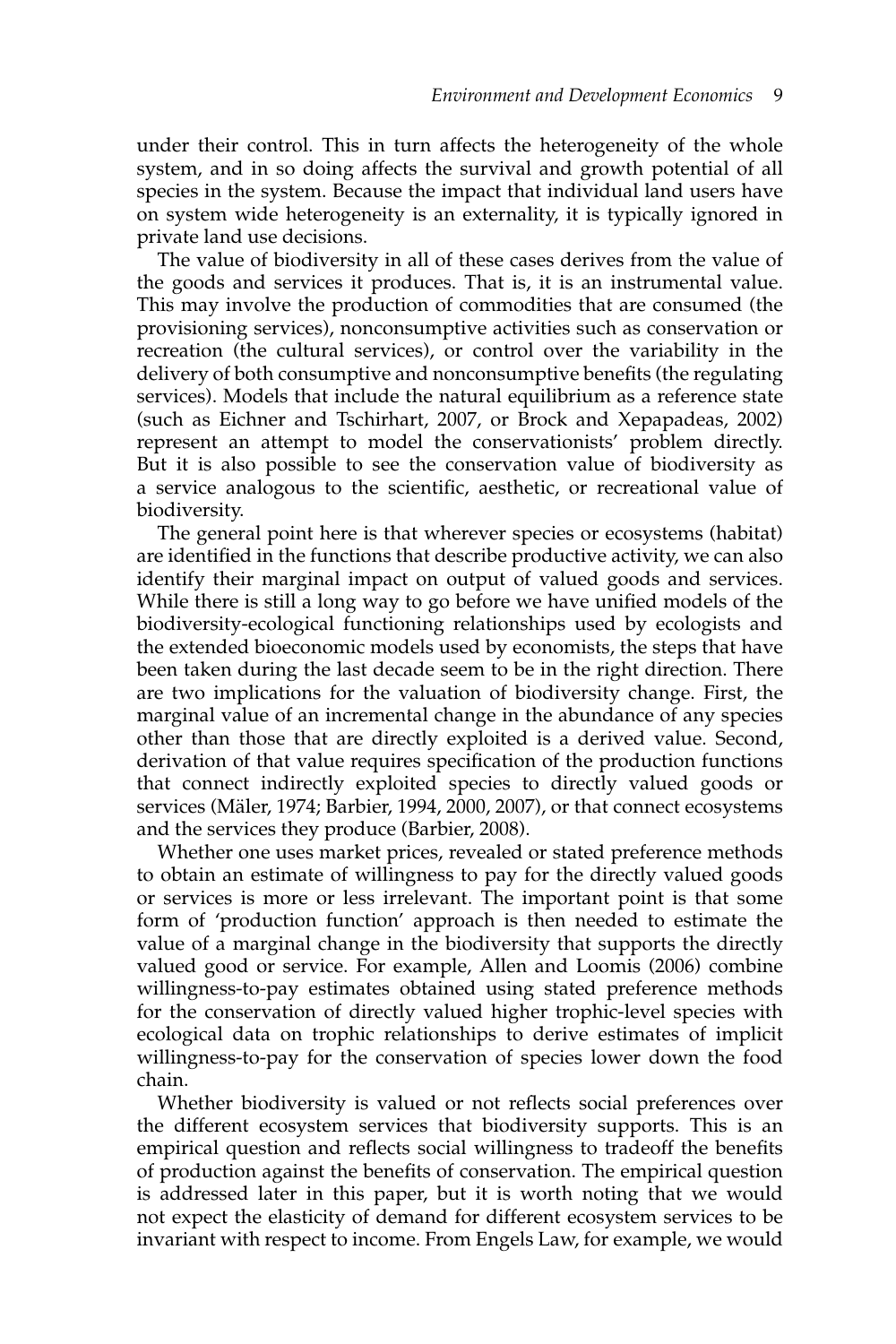under their control. This in turn affects the heterogeneity of the whole system, and in so doing affects the survival and growth potential of all species in the system. Because the impact that individual land users have on system wide heterogeneity is an externality, it is typically ignored in private land use decisions.

The value of biodiversity in all of these cases derives from the value of the goods and services it produces. That is, it is an instrumental value. This may involve the production of commodities that are consumed (the provisioning services), nonconsumptive activities such as conservation or recreation (the cultural services), or control over the variability in the delivery of both consumptive and nonconsumptive benefits (the regulating services). Models that include the natural equilibrium as a reference state (such as Eichner and Tschirhart, 2007, or Brock and Xepapadeas, 2002) represent an attempt to model the conservationists' problem directly. But it is also possible to see the conservation value of biodiversity as a service analogous to the scientific, aesthetic, or recreational value of biodiversity.

The general point here is that wherever species or ecosystems (habitat) are identified in the functions that describe productive activity, we can also identify their marginal impact on output of valued goods and services. While there is still a long way to go before we have unified models of the biodiversity-ecological functioning relationships used by ecologists and the extended bioeconomic models used by economists, the steps that have been taken during the last decade seem to be in the right direction. There are two implications for the valuation of biodiversity change. First, the marginal value of an incremental change in the abundance of any species other than those that are directly exploited is a derived value. Second, derivation of that value requires specification of the production functions that connect indirectly exploited species to directly valued goods or services (Mäler, 1974; Barbier, 1994, 2000, 2007), or that connect ecosystems and the services they produce (Barbier, 2008).

Whether one uses market prices, revealed or stated preference methods to obtain an estimate of willingness to pay for the directly valued goods or services is more or less irrelevant. The important point is that some form of 'production function' approach is then needed to estimate the value of a marginal change in the biodiversity that supports the directly valued good or service. For example, Allen and Loomis (2006) combine willingness-to-pay estimates obtained using stated preference methods for the conservation of directly valued higher trophic-level species with ecological data on trophic relationships to derive estimates of implicit willingness-to-pay for the conservation of species lower down the food chain.

Whether biodiversity is valued or not reflects social preferences over the different ecosystem services that biodiversity supports. This is an empirical question and reflects social willingness to tradeoff the benefits of production against the benefits of conservation. The empirical question is addressed later in this paper, but it is worth noting that we would not expect the elasticity of demand for different ecosystem services to be invariant with respect to income. From Engels Law, for example, we would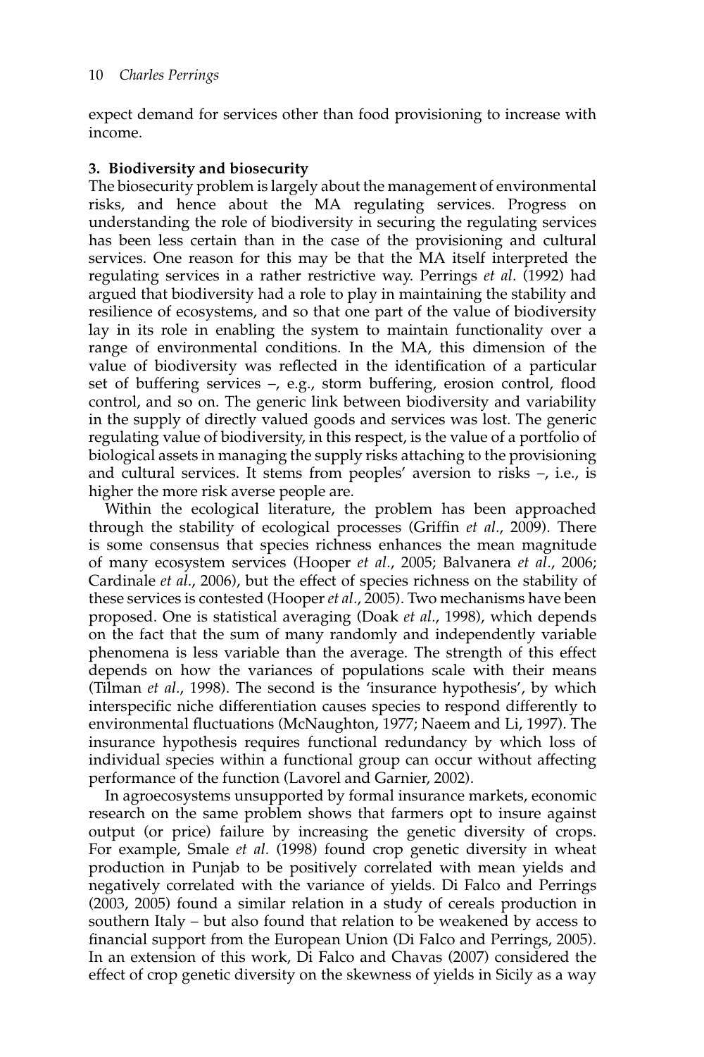expect demand for services other than food provisioning to increase with income.

## 3. Biodiversity and biosecurity

The biosecurity problem is largely about the management of environmental risks, and hence about the MA regulating services. Progress on understanding the role of biodiversity in securing the regulating services has been less certain than in the case of the provisioning and cultural services. One reason for this may be that the MA itself interpreted the regulating services in a rather restrictive way. Perrings *et al*. (1992) had argued that biodiversity had a role to play in maintaining the stability and resilience of ecosystems, and so that one part of the value of biodiversity lay in its role in enabling the system to maintain functionality over a range of environmental conditions. In the MA, this dimension of the value of biodiversity was reflected in the identification of a particular set of buffering services –, e.g., storm buffering, erosion control, flood control, and so on. The generic link between biodiversity and variability in the supply of directly valued goods and services was lost. The generic regulating value of biodiversity, in this respect, is the value of a portfolio of biological assets in managing the supply risks attaching to the provisioning and cultural services. It stems from peoples' aversion to risks –, i.e., is higher the more risk averse people are.

Within the ecological literature, the problem has been approached through the stability of ecological processes (Griffin *et al*., 2009). There is some consensus that species richness enhances the mean magnitude of many ecosystem services (Hooper *et al*., 2005; Balvanera *et al*., 2006; Cardinale *et al*., 2006), but the effect of species richness on the stability of these services is contested (Hooper *et al*., 2005). Two mechanisms have been proposed. One is statistical averaging (Doak *et al*., 1998), which depends on the fact that the sum of many randomly and independently variable phenomena is less variable than the average. The strength of this effect depends on how the variances of populations scale with their means (Tilman *et al*., 1998). The second is the 'insurance hypothesis', by which interspecific niche differentiation causes species to respond differently to environmental fluctuations (McNaughton, 1977; Naeem and Li, 1997). The insurance hypothesis requires functional redundancy by which loss of individual species within a functional group can occur without affecting performance of the function (Lavorel and Garnier, 2002).

In agroecosystems unsupported by formal insurance markets, economic research on the same problem shows that farmers opt to insure against output (or price) failure by increasing the genetic diversity of crops. For example, Smale *et al.* (1998) found crop genetic diversity in wheat production in Punjab to be positively correlated with mean yields and negatively correlated with the variance of yields. Di Falco and Perrings (2003, 2005) found a similar relation in a study of cereals production in southern Italy – but also found that relation to be weakened by access to financial support from the European Union (Di Falco and Perrings, 2005). In an extension of this work, Di Falco and Chavas (2007) considered the effect of crop genetic diversity on the skewness of yields in Sicily as a way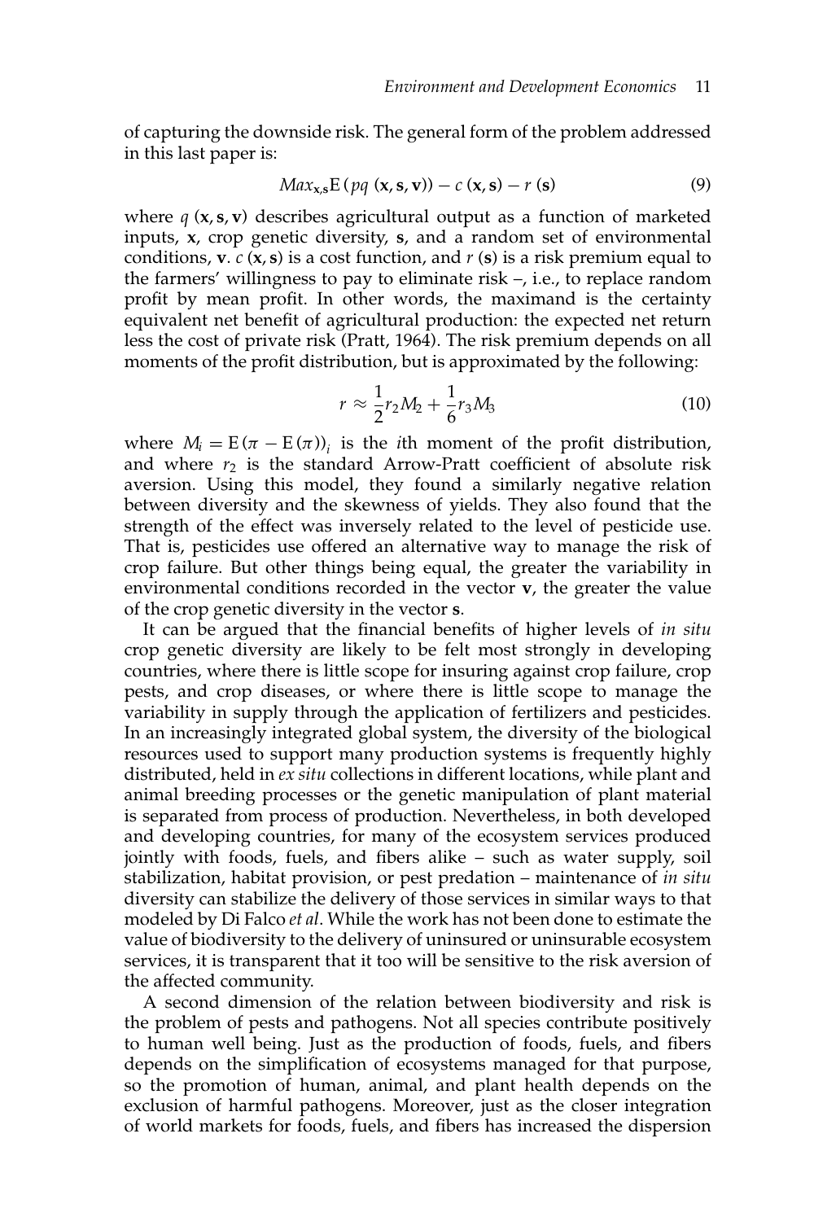of capturing the downside risk. The general form of the problem addressed in this last paper is:

$$Max_{\mathbf{x},\mathbf{s}} \mathrm{E}\left(pq\left(\mathbf{x},\mathbf{s},\mathbf{v}\right)\right) - c\left(\mathbf{x},\mathbf{s}\right) - r\left(\mathbf{s}\right) \tag{9}$$

where $q(\mathbf{x},\mathbf{s},\mathbf{v})$ describes agricultural output as a function of marketed inputs, $\mathbf{x}$, crop genetic diversity, $\mathbf{s}$, and a random set of environmental conditions, $\mathbf{v}$. $c(\mathbf{x},\mathbf{s})$ is a cost function, and $r(\mathbf{s})$ is a risk premium equal to the farmers' willingness to pay to eliminate risk –, i.e., to replace random profit by mean profit. In other words, the maximand is the certainty equivalent net benefit of agricultural production: the expected net return less the cost of private risk (Pratt, 1964). The risk premium depends on all moments of the profit distribution, but is approximated by the following:

$$r \approx \frac{1}{2} r_2 M_2 + \frac{1}{6} r_3 M_3 \tag{10}$$

where $M_i = \mathrm{E}\left(\pi - \mathrm{E}\left(\pi\right)\right)_i$ is the $i$th moment of the profit distribution, and where $r_2$ is the standard Arrow-Pratt coefficient of absolute risk aversion. Using this model, they found a similarly negative relation between diversity and the skewness of yields. They also found that the strength of the effect was inversely related to the level of pesticide use. That is, pesticides use offered an alternative way to manage the risk of crop failure. But other things being equal, the greater the variability in environmental conditions recorded in the vector $\mathbf{v}$, the greater the value of the crop genetic diversity in the vector $\mathbf{s}$.

It can be argued that the financial benefits of higher levels of *in situ* crop genetic diversity are likely to be felt most strongly in developing countries, where there is little scope for insuring against crop failure, crop pests, and crop diseases, or where there is little scope to manage the variability in supply through the application of fertilizers and pesticides. In an increasingly integrated global system, the diversity of the biological resources used to support many production systems is frequently highly distributed, held in *ex situ* collections in different locations, while plant and animal breeding processes or the genetic manipulation of plant material is separated from process of production. Nevertheless, in both developed and developing countries, for many of the ecosystem services produced jointly with foods, fuels, and fibers alike – such as water supply, soil stabilization, habitat provision, or pest predation – maintenance of *in situ* diversity can stabilize the delivery of those services in similar ways to that modeled by Di Falco *et al*. While the work has not been done to estimate the value of biodiversity to the delivery of uninsured or uninsurable ecosystem services, it is transparent that it too will be sensitive to the risk aversion of the affected community.

A second dimension of the relation between biodiversity and risk is the problem of pests and pathogens. Not all species contribute positively to human well being. Just as the production of foods, fuels, and fibers depends on the simplification of ecosystems managed for that purpose, so the promotion of human, animal, and plant health depends on the exclusion of harmful pathogens. Moreover, just as the closer integration of world markets for foods, fuels, and fibers has increased the dispersion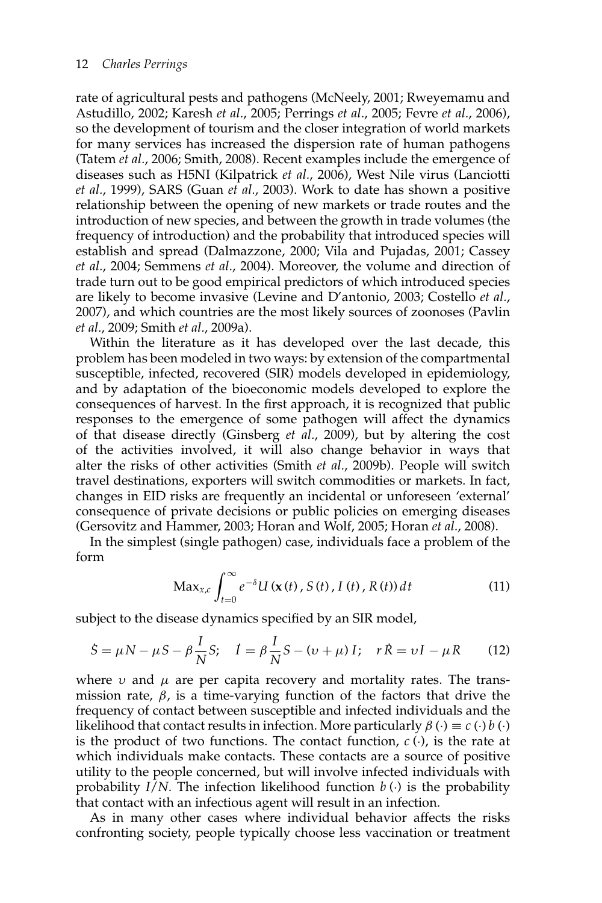rate of agricultural pests and pathogens (McNeely, 2001; Rweyemamu and Astudillo, 2002; Karesh *et al.*, 2005; Perrings *et al.*, 2005; Fevre *et al.*, 2006), so the development of tourism and the closer integration of world markets for many services has increased the dispersion rate of human pathogens (Tatem *et al.*, 2006; Smith, 2008). Recent examples include the emergence of diseases such as H5NI (Kilpatrick *et al.*, 2006), West Nile virus (Lanciotti *et al.*, 1999), SARS (Guan *et al.*, 2003). Work to date has shown a positive relationship between the opening of new markets or trade routes and the introduction of new species, and between the growth in trade volumes (the frequency of introduction) and the probability that introduced species will establish and spread (Dalmazzone, 2000; Vila and Pujadas, 2001; Cassey *et al.*, 2004; Semmens *et al.*, 2004). Moreover, the volume and direction of trade turn out to be good empirical predictors of which introduced species are likely to become invasive (Levine and D'antonio, 2003; Costello *et al.*, 2007), and which countries are the most likely sources of zoonoses (Pavlin *et al.*, 2009; Smith *et al.*, 2009a).

Within the literature as it has developed over the last decade, this problem has been modeled in two ways: by extension of the compartmental susceptible, infected, recovered (SIR) models developed in epidemiology, and by adaptation of the bioeconomic models developed to explore the consequences of harvest. In the first approach, it is recognized that public responses to the emergence of some pathogen will affect the dynamics of that disease directly (Ginsberg *et al.*, 2009), but by altering the cost of the activities involved, it will also change behavior in ways that alter the risks of other activities (Smith *et al.*, 2009b). People will switch travel destinations, exporters will switch commodities or markets. In fact, changes in EID risks are frequently an incidental or unforeseen 'external' consequence of private decisions or public policies on emerging diseases (Gersovitz and Hammer, 2003; Horan and Wolf, 2005; Horan *et al.*, 2008).

In the simplest (single pathogen) case, individuals face a problem of the form

$$\text{Max}_{x,c} \int_{t=0}^{\infty} e^{-\delta} U\left(\mathbf{x}\left(t\right), S\left(t\right), I\left(t\right), R\left(t\right)\right) dt \tag{11}$$

subject to the disease dynamics specified by an SIR model,

$$\dot{S} = \mu N - \mu S - \beta \frac{I}{N} S; \quad \dot{I} = \beta \frac{I}{N} S - (\upsilon + \mu) I; \quad r\dot{R} = \upsilon I - \mu R \tag{12}$$

where $\upsilon$ and $\mu$ are per capita recovery and mortality rates. The transmission rate, $\beta$, is a time-varying function of the factors that drive the frequency of contact between susceptible and infected individuals and the likelihood that contact results in infection. More particularly $\beta(\cdot) \equiv c(\cdot)\, b(\cdot)$ is the product of two functions. The contact function, $c(\cdot)$, is the rate at which individuals make contacts. These contacts are a source of positive utility to the people concerned, but will involve infected individuals with probability $I/N$. The infection likelihood function $b(\cdot)$ is the probability that contact with an infectious agent will result in an infection.

As in many other cases where individual behavior affects the risks confronting society, people typically choose less vaccination or treatment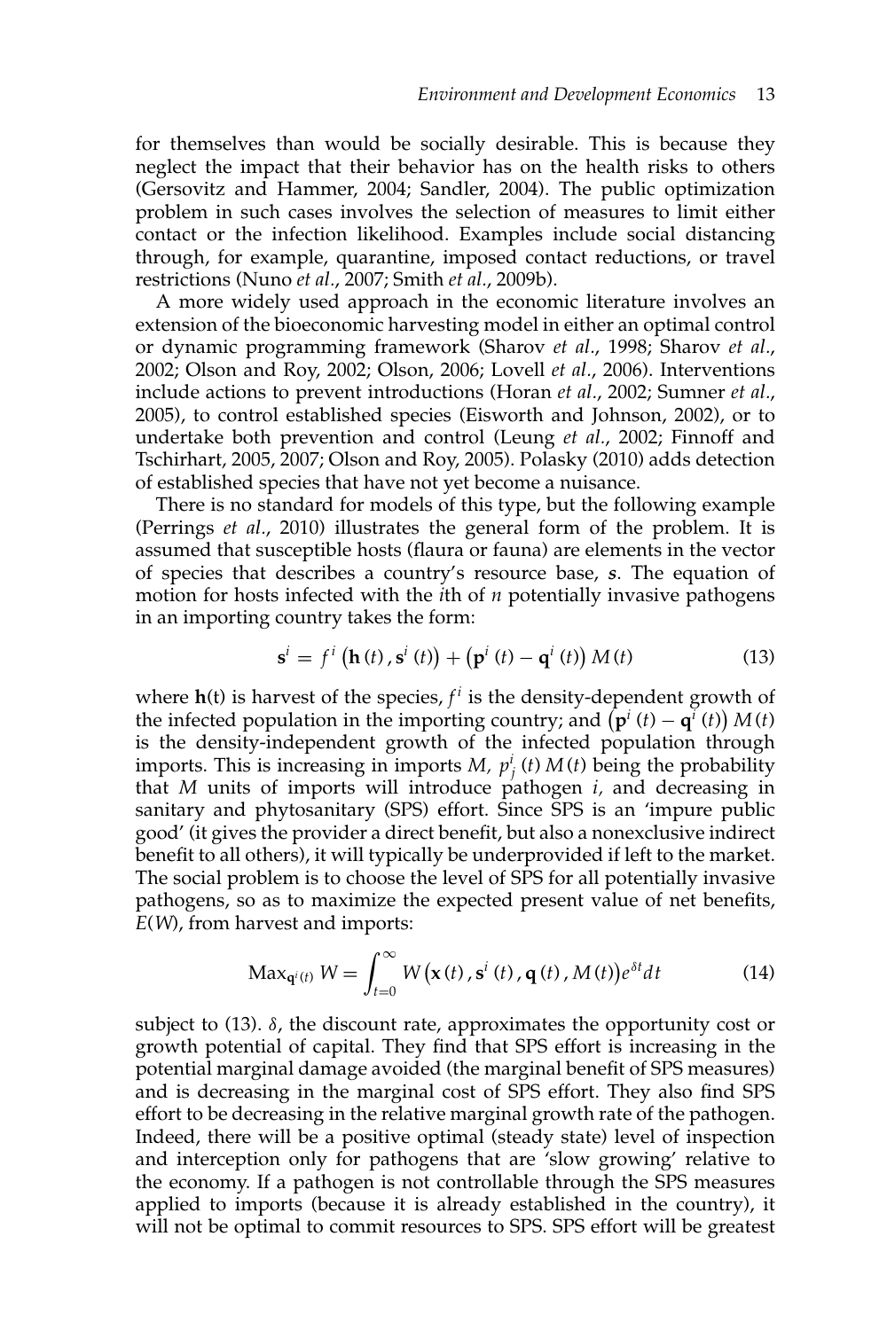for themselves than would be socially desirable. This is because they neglect the impact that their behavior has on the health risks to others (Gersovitz and Hammer, 2004; Sandler, 2004). The public optimization problem in such cases involves the selection of measures to limit either contact or the infection likelihood. Examples include social distancing through, for example, quarantine, imposed contact reductions, or travel restrictions (Nuno *et al.*, 2007; Smith *et al.*, 2009b).

A more widely used approach in the economic literature involves an extension of the bioeconomic harvesting model in either an optimal control or dynamic programming framework (Sharov *et al.*, 1998; Sharov *et al.*, 2002; Olson and Roy, 2002; Olson, 2006; Lovell *et al.*, 2006). Interventions include actions to prevent introductions (Horan *et al.*, 2002; Sumner *et al.*, 2005), to control established species (Eisworth and Johnson, 2002), or to undertake both prevention and control (Leung *et al.*, 2002; Finnoff and Tschirhart, 2005, 2007; Olson and Roy, 2005). Polasky (2010) adds detection of established species that have not yet become a nuisance.

There is no standard for models of this type, but the following example (Perrings *et al.*, 2010) illustrates the general form of the problem. It is assumed that susceptible hosts (flaura or fauna) are elements in the vector of species that describes a country's resource base, $\mathbf{s}$. The equation of motion for hosts infected with the $i$th of $n$ potentially invasive pathogens in an importing country takes the form:

$$\mathbf{s}^i = f^i\left(\mathbf{h}(t), \mathbf{s}^i(t)\right) + \left(\mathbf{p}^i(t) - \mathbf{q}^i(t)\right) M(t) \tag{13}$$

where $\mathbf{h}$(t) is harvest of the species, $f^i$ is the density-dependent growth of the infected population in the importing country; and $\left(\mathbf{p}^i(t) - \mathbf{q}^i(t)\right) M(t)$ is the density-independent growth of the infected population through imports. This is increasing in imports $M$, $p^i_j(t)\, M(t)$ being the probability that $M$ units of imports will introduce pathogen $i$, and decreasing in sanitary and phytosanitary (SPS) effort. Since SPS is an 'impure public good' (it gives the provider a direct benefit, but also a nonexclusive indirect benefit to all others), it will typically be underprovided if left to the market. The social problem is to choose the level of SPS for all potentially invasive pathogens, so as to maximize the expected present value of net benefits, $E(W)$, from harvest and imports:

$$\text{Max}_{\mathbf{q}^i(t)}\, W = \int_{t=0}^{\infty} W\left(\mathbf{x}(t), \mathbf{s}^i(t), \mathbf{q}(t), M(t)\right) e^{\delta t} dt \tag{14}$$

subject to (13). $\delta$, the discount rate, approximates the opportunity cost or growth potential of capital. They find that SPS effort is increasing in the potential marginal damage avoided (the marginal benefit of SPS measures) and is decreasing in the marginal cost of SPS effort. They also find SPS effort to be decreasing in the relative marginal growth rate of the pathogen. Indeed, there will be a positive optimal (steady state) level of inspection and interception only for pathogens that are 'slow growing' relative to the economy. If a pathogen is not controllable through the SPS measures applied to imports (because it is already established in the country), it will not be optimal to commit resources to SPS. SPS effort will be greatest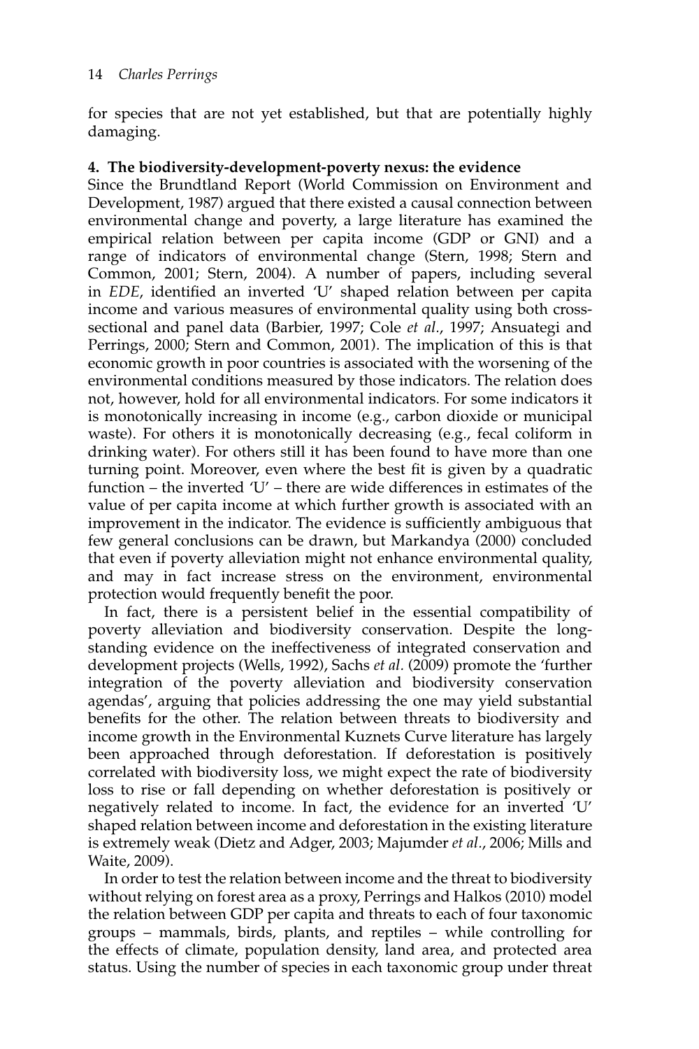for species that are not yet established, but that are potentially highly damaging.

## 4. The biodiversity-development-poverty nexus: the evidence

Since the Brundtland Report (World Commission on Environment and Development, 1987) argued that there existed a causal connection between environmental change and poverty, a large literature has examined the empirical relation between per capita income (GDP or GNI) and a range of indicators of environmental change (Stern, 1998; Stern and Common, 2001; Stern, 2004). A number of papers, including several in *EDE*, identified an inverted 'U' shaped relation between per capita income and various measures of environmental quality using both cross-sectional and panel data (Barbier, 1997; Cole *et al.*, 1997; Ansuategi and Perrings, 2000; Stern and Common, 2001). The implication of this is that economic growth in poor countries is associated with the worsening of the environmental conditions measured by those indicators. The relation does not, however, hold for all environmental indicators. For some indicators it is monotonically increasing in income (e.g., carbon dioxide or municipal waste). For others it is monotonically decreasing (e.g., fecal coliform in drinking water). For others still it has been found to have more than one turning point. Moreover, even where the best fit is given by a quadratic function – the inverted 'U' – there are wide differences in estimates of the value of per capita income at which further growth is associated with an improvement in the indicator. The evidence is sufficiently ambiguous that few general conclusions can be drawn, but Markandya (2000) concluded that even if poverty alleviation might not enhance environmental quality, and may in fact increase stress on the environment, environmental protection would frequently benefit the poor.

In fact, there is a persistent belief in the essential compatibility of poverty alleviation and biodiversity conservation. Despite the long-standing evidence on the ineffectiveness of integrated conservation and development projects (Wells, 1992), Sachs *et al.* (2009) promote the 'further integration of the poverty alleviation and biodiversity conservation agendas', arguing that policies addressing the one may yield substantial benefits for the other. The relation between threats to biodiversity and income growth in the Environmental Kuznets Curve literature has largely been approached through deforestation. If deforestation is positively correlated with biodiversity loss, we might expect the rate of biodiversity loss to rise or fall depending on whether deforestation is positively or negatively related to income. In fact, the evidence for an inverted 'U' shaped relation between income and deforestation in the existing literature is extremely weak (Dietz and Adger, 2003; Majumder *et al.*, 2006; Mills and Waite, 2009).

In order to test the relation between income and the threat to biodiversity without relying on forest area as a proxy, Perrings and Halkos (2010) model the relation between GDP per capita and threats to each of four taxonomic groups – mammals, birds, plants, and reptiles – while controlling for the effects of climate, population density, land area, and protected area status. Using the number of species in each taxonomic group under threat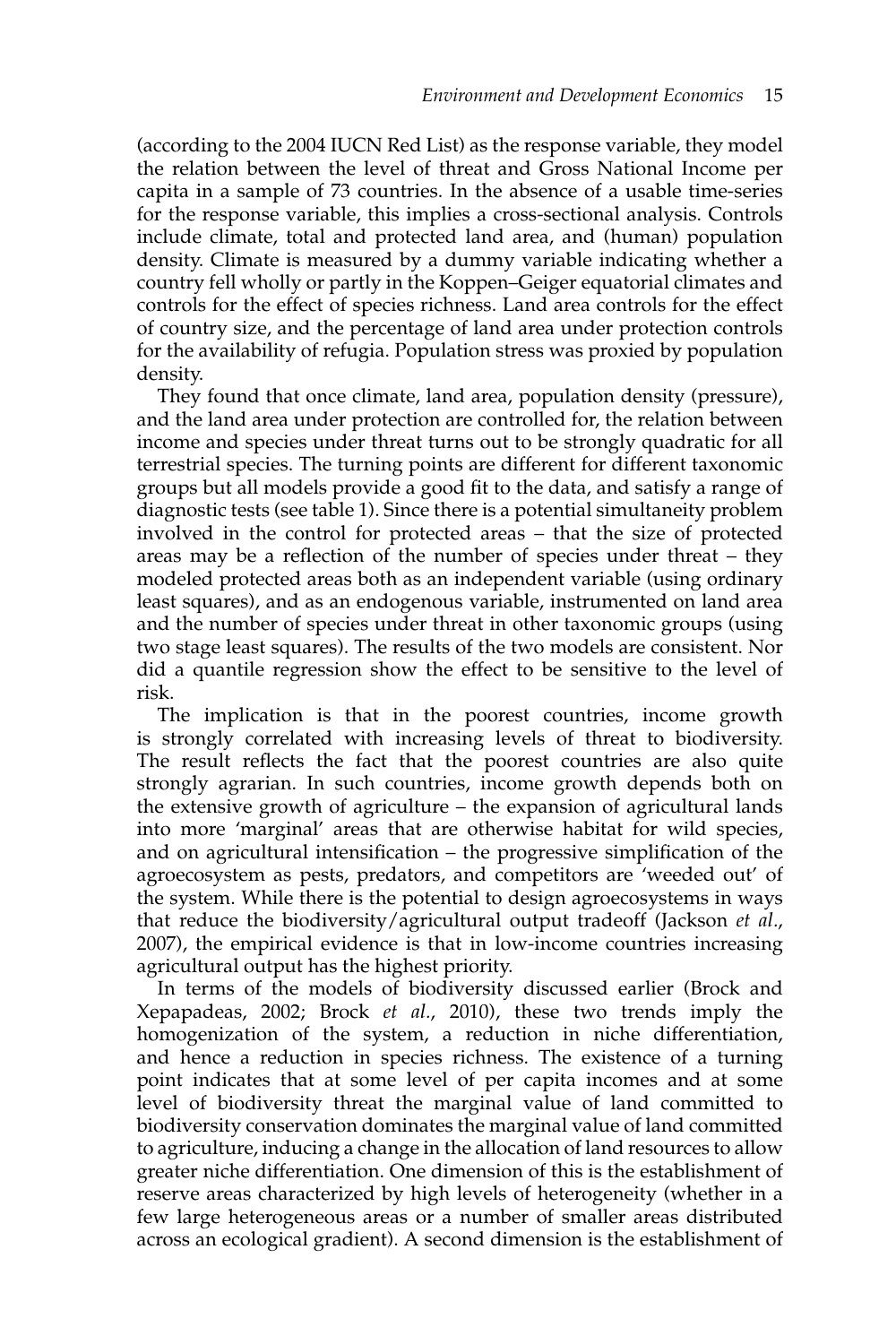(according to the 2004 IUCN Red List) as the response variable, they model the relation between the level of threat and Gross National Income per capita in a sample of 73 countries. In the absence of a usable time-series for the response variable, this implies a cross-sectional analysis. Controls include climate, total and protected land area, and (human) population density. Climate is measured by a dummy variable indicating whether a country fell wholly or partly in the Koppen–Geiger equatorial climates and controls for the effect of species richness. Land area controls for the effect of country size, and the percentage of land area under protection controls for the availability of refugia. Population stress was proxied by population density.

They found that once climate, land area, population density (pressure), and the land area under protection are controlled for, the relation between income and species under threat turns out to be strongly quadratic for all terrestrial species. The turning points are different for different taxonomic groups but all models provide a good fit to the data, and satisfy a range of diagnostic tests (see table 1). Since there is a potential simultaneity problem involved in the control for protected areas – that the size of protected areas may be a reflection of the number of species under threat – they modeled protected areas both as an independent variable (using ordinary least squares), and as an endogenous variable, instrumented on land area and the number of species under threat in other taxonomic groups (using two stage least squares). The results of the two models are consistent. Nor did a quantile regression show the effect to be sensitive to the level of risk.

The implication is that in the poorest countries, income growth is strongly correlated with increasing levels of threat to biodiversity. The result reflects the fact that the poorest countries are also quite strongly agrarian. In such countries, income growth depends both on the extensive growth of agriculture – the expansion of agricultural lands into more 'marginal' areas that are otherwise habitat for wild species, and on agricultural intensification – the progressive simplification of the agroecosystem as pests, predators, and competitors are 'weeded out' of the system. While there is the potential to design agroecosystems in ways that reduce the biodiversity/agricultural output tradeoff (Jackson *et al*., 2007), the empirical evidence is that in low-income countries increasing agricultural output has the highest priority.

In terms of the models of biodiversity discussed earlier (Brock and Xepapadeas, 2002; Brock *et al*., 2010), these two trends imply the homogenization of the system, a reduction in niche differentiation, and hence a reduction in species richness. The existence of a turning point indicates that at some level of per capita incomes and at some level of biodiversity threat the marginal value of land committed to biodiversity conservation dominates the marginal value of land committed to agriculture, inducing a change in the allocation of land resources to allow greater niche differentiation. One dimension of this is the establishment of reserve areas characterized by high levels of heterogeneity (whether in a few large heterogeneous areas or a number of smaller areas distributed across an ecological gradient). A second dimension is the establishment of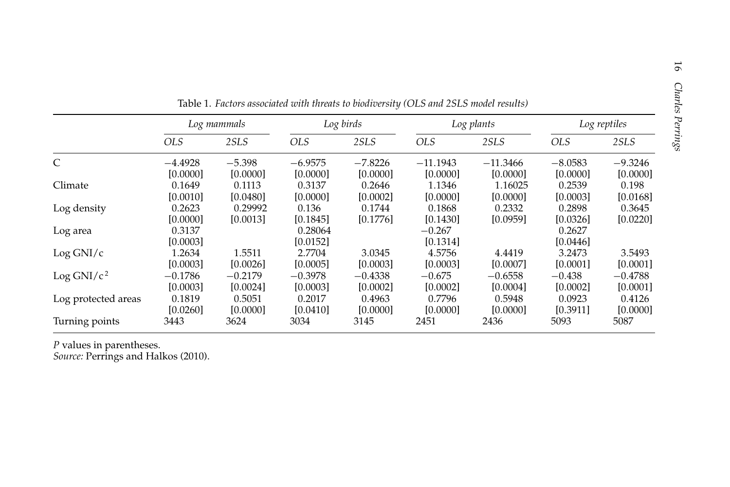Table 1. *Factors associated with threats to biodiversity (OLS and 2SLS model results)*

| | *Log mammals* | | *Log birds* | | *Log plants* | | *Log reptiles* | |
|---|---|---|---|---|---|---|---|---|
| | *OLS* | *2SLS* | *OLS* | *2SLS* | *OLS* | *2SLS* | *OLS* | *2SLS* |
| C | −4.4928 | −5.398 | −6.9575 | −7.8226 | −11.1943 | −11.3466 | −8.0583 | −9.3246 |
| | [0.0000] | [0.0000] | [0.0000] | [0.0000] | [0.0000] | [0.0000] | [0.0000] | [0.0000] |
| Climate | 0.1649 | 0.1113 | 0.3137 | 0.2646 | 1.1346 | 1.16025 | 0.2539 | 0.198 |
| | [0.0010] | [0.0480] | [0.0000] | [0.0002] | [0.0000] | [0.0000] | [0.0003] | [0.0168] |
| Log density | 0.2623 | 0.29992 | 0.136 | 0.1744 | 0.1868 | 0.2332 | 0.2898 | 0.3645 |
| | [0.0000] | [0.0013] | [0.1845] | [0.1776] | [0.1430] | [0.0959] | [0.0326] | [0.0220] |
| Log area | 0.3137 | | 0.28064 | | −0.267 | | 0.2627 | |
| | [0.0003] | | [0.0152] | | [0.1314] | | [0.0446] | |
| Log GNI/c | 1.2634 | 1.5511 | 2.7704 | 3.0345 | 4.5756 | 4.4419 | 3.2473 | 3.5493 |
| | [0.0003] | [0.0026] | [0.0005] | [0.0003] | [0.0003] | [0.0007] | [0.0001] | [0.0001] |
| Log GNI/c$^2$ | −0.1786 | −0.2179 | −0.3978 | −0.4338 | −0.675 | −0.6558 | −0.438 | −0.4788 |
| | [0.0003] | [0.0024] | [0.0003] | [0.0002] | [0.0002] | [0.0004] | [0.0002] | [0.0001] |
| Log protected areas | 0.1819 | 0.5051 | 0.2017 | 0.4963 | 0.7796 | 0.5948 | 0.0923 | 0.4126 |
| | [0.0260] | [0.0000] | [0.0410] | [0.0000] | [0.0000] | [0.0000] | [0.3911] | [0.0000] |
| Turning points | 3443 | 3624 | 3034 | 3145 | 2451 | 2436 | 5093 | 5087 |

*P* values in parentheses.
*Source:* Perrings and Halkos (2010).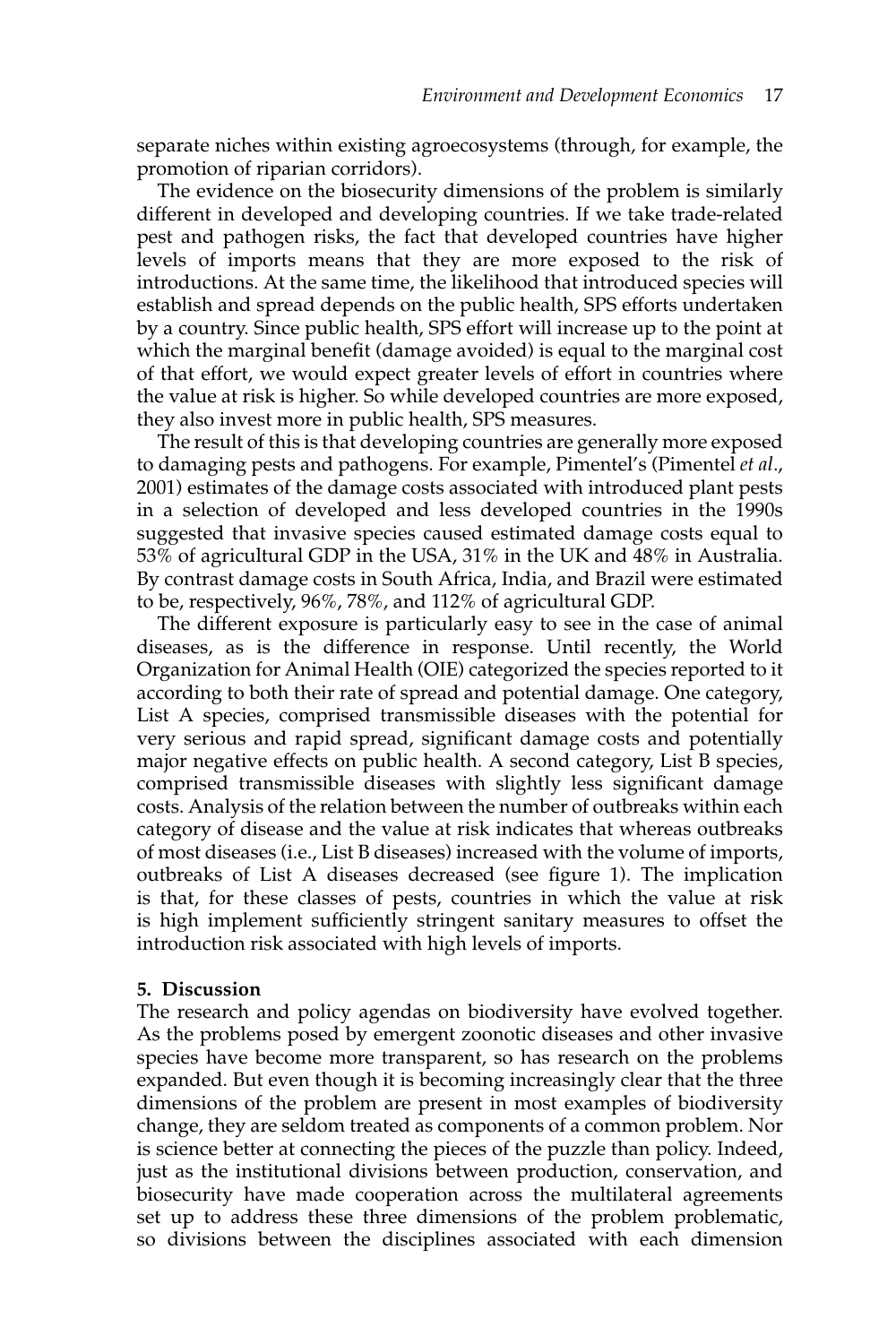separate niches within existing agroecosystems (through, for example, the promotion of riparian corridors).

The evidence on the biosecurity dimensions of the problem is similarly different in developed and developing countries. If we take trade-related pest and pathogen risks, the fact that developed countries have higher levels of imports means that they are more exposed to the risk of introductions. At the same time, the likelihood that introduced species will establish and spread depends on the public health, SPS efforts undertaken by a country. Since public health, SPS effort will increase up to the point at which the marginal benefit (damage avoided) is equal to the marginal cost of that effort, we would expect greater levels of effort in countries where the value at risk is higher. So while developed countries are more exposed, they also invest more in public health, SPS measures.

The result of this is that developing countries are generally more exposed to damaging pests and pathogens. For example, Pimentel's (Pimentel *et al.*, 2001) estimates of the damage costs associated with introduced plant pests in a selection of developed and less developed countries in the 1990s suggested that invasive species caused estimated damage costs equal to 53% of agricultural GDP in the USA, 31% in the UK and 48% in Australia. By contrast damage costs in South Africa, India, and Brazil were estimated to be, respectively, 96%, 78%, and 112% of agricultural GDP.

The different exposure is particularly easy to see in the case of animal diseases, as is the difference in response. Until recently, the World Organization for Animal Health (OIE) categorized the species reported to it according to both their rate of spread and potential damage. One category, List A species, comprised transmissible diseases with the potential for very serious and rapid spread, significant damage costs and potentially major negative effects on public health. A second category, List B species, comprised transmissible diseases with slightly less significant damage costs. Analysis of the relation between the number of outbreaks within each category of disease and the value at risk indicates that whereas outbreaks of most diseases (i.e., List B diseases) increased with the volume of imports, outbreaks of List A diseases decreased (see figure 1). The implication is that, for these classes of pests, countries in which the value at risk is high implement sufficiently stringent sanitary measures to offset the introduction risk associated with high levels of imports.

## 5. Discussion

The research and policy agendas on biodiversity have evolved together. As the problems posed by emergent zoonotic diseases and other invasive species have become more transparent, so has research on the problems expanded. But even though it is becoming increasingly clear that the three dimensions of the problem are present in most examples of biodiversity change, they are seldom treated as components of a common problem. Nor is science better at connecting the pieces of the puzzle than policy. Indeed, just as the institutional divisions between production, conservation, and biosecurity have made cooperation across the multilateral agreements set up to address these three dimensions of the problem problematic, so divisions between the disciplines associated with each dimension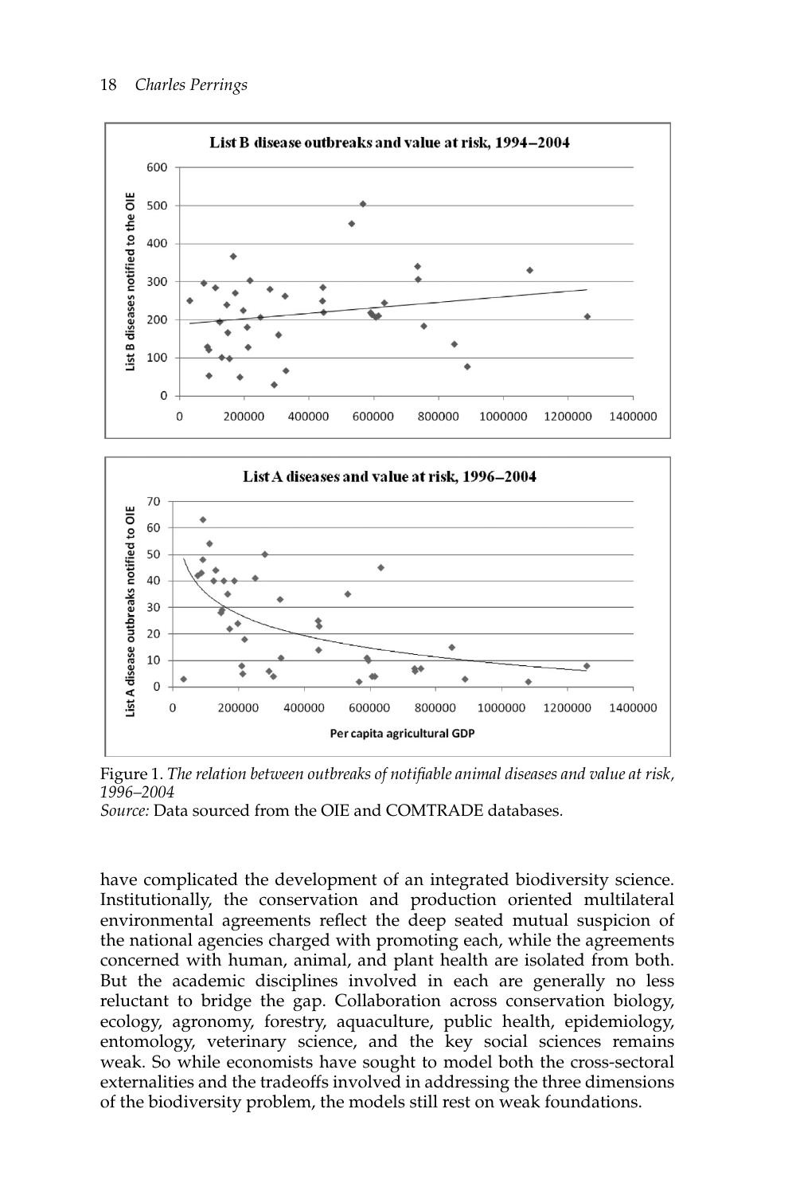Figure 1. *The relation between outbreaks of notifiable animal diseases and value at risk, 1996–2004*
*Source:* Data sourced from the OIE and COMTRADE databases.

have complicated the development of an integrated biodiversity science. Institutionally, the conservation and production oriented multilateral environmental agreements reflect the deep seated mutual suspicion of the national agencies charged with promoting each, while the agreements concerned with human, animal, and plant health are isolated from both. But the academic disciplines involved in each are generally no less reluctant to bridge the gap. Collaboration across conservation biology, ecology, agronomy, forestry, aquaculture, public health, epidemiology, entomology, veterinary science, and the key social sciences remains weak. So while economists have sought to model both the cross-sectoral externalities and the tradeoffs involved in addressing the three dimensions of the biodiversity problem, the models still rest on weak foundations.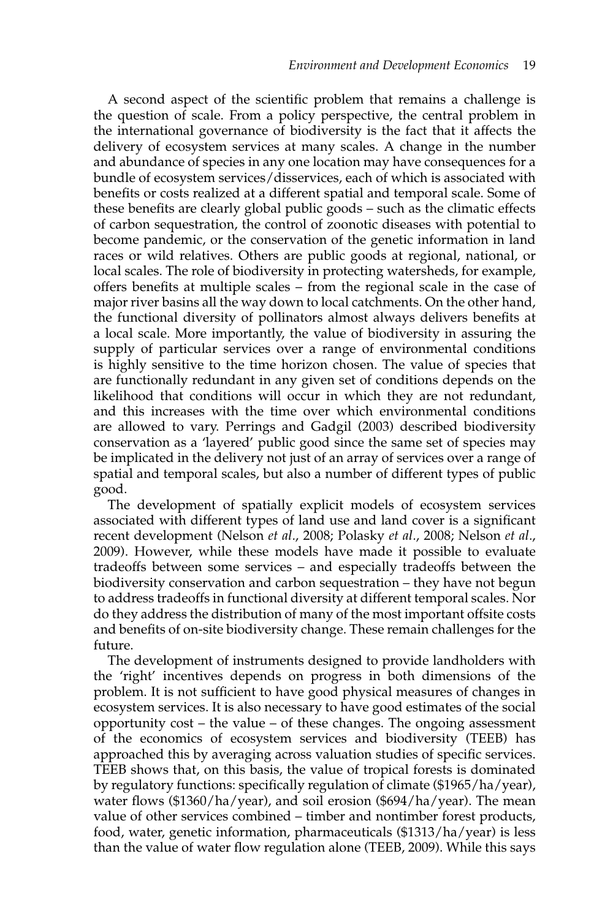A second aspect of the scientific problem that remains a challenge is the question of scale. From a policy perspective, the central problem in the international governance of biodiversity is the fact that it affects the delivery of ecosystem services at many scales. A change in the number and abundance of species in any one location may have consequences for a bundle of ecosystem services/disservices, each of which is associated with benefits or costs realized at a different spatial and temporal scale. Some of these benefits are clearly global public goods – such as the climatic effects of carbon sequestration, the control of zoonotic diseases with potential to become pandemic, or the conservation of the genetic information in land races or wild relatives. Others are public goods at regional, national, or local scales. The role of biodiversity in protecting watersheds, for example, offers benefits at multiple scales – from the regional scale in the case of major river basins all the way down to local catchments. On the other hand, the functional diversity of pollinators almost always delivers benefits at a local scale. More importantly, the value of biodiversity in assuring the supply of particular services over a range of environmental conditions is highly sensitive to the time horizon chosen. The value of species that are functionally redundant in any given set of conditions depends on the likelihood that conditions will occur in which they are not redundant, and this increases with the time over which environmental conditions are allowed to vary. Perrings and Gadgil (2003) described biodiversity conservation as a 'layered' public good since the same set of species may be implicated in the delivery not just of an array of services over a range of spatial and temporal scales, but also a number of different types of public good.

The development of spatially explicit models of ecosystem services associated with different types of land use and land cover is a significant recent development (Nelson *et al*., 2008; Polasky *et al*., 2008; Nelson *et al*., 2009). However, while these models have made it possible to evaluate tradeoffs between some services – and especially tradeoffs between the biodiversity conservation and carbon sequestration – they have not begun to address tradeoffs in functional diversity at different temporal scales. Nor do they address the distribution of many of the most important offsite costs and benefits of on-site biodiversity change. These remain challenges for the future.

The development of instruments designed to provide landholders with the 'right' incentives depends on progress in both dimensions of the problem. It is not sufficient to have good physical measures of changes in ecosystem services. It is also necessary to have good estimates of the social opportunity cost – the value – of these changes. The ongoing assessment of the economics of ecosystem services and biodiversity (TEEB) has approached this by averaging across valuation studies of specific services. TEEB shows that, on this basis, the value of tropical forests is dominated by regulatory functions: specifically regulation of climate ($1965/ha/year), water flows ($1360/ha/year), and soil erosion ($694/ha/year). The mean value of other services combined – timber and nontimber forest products, food, water, genetic information, pharmaceuticals ($1313/ha/year) is less than the value of water flow regulation alone (TEEB, 2009). While this says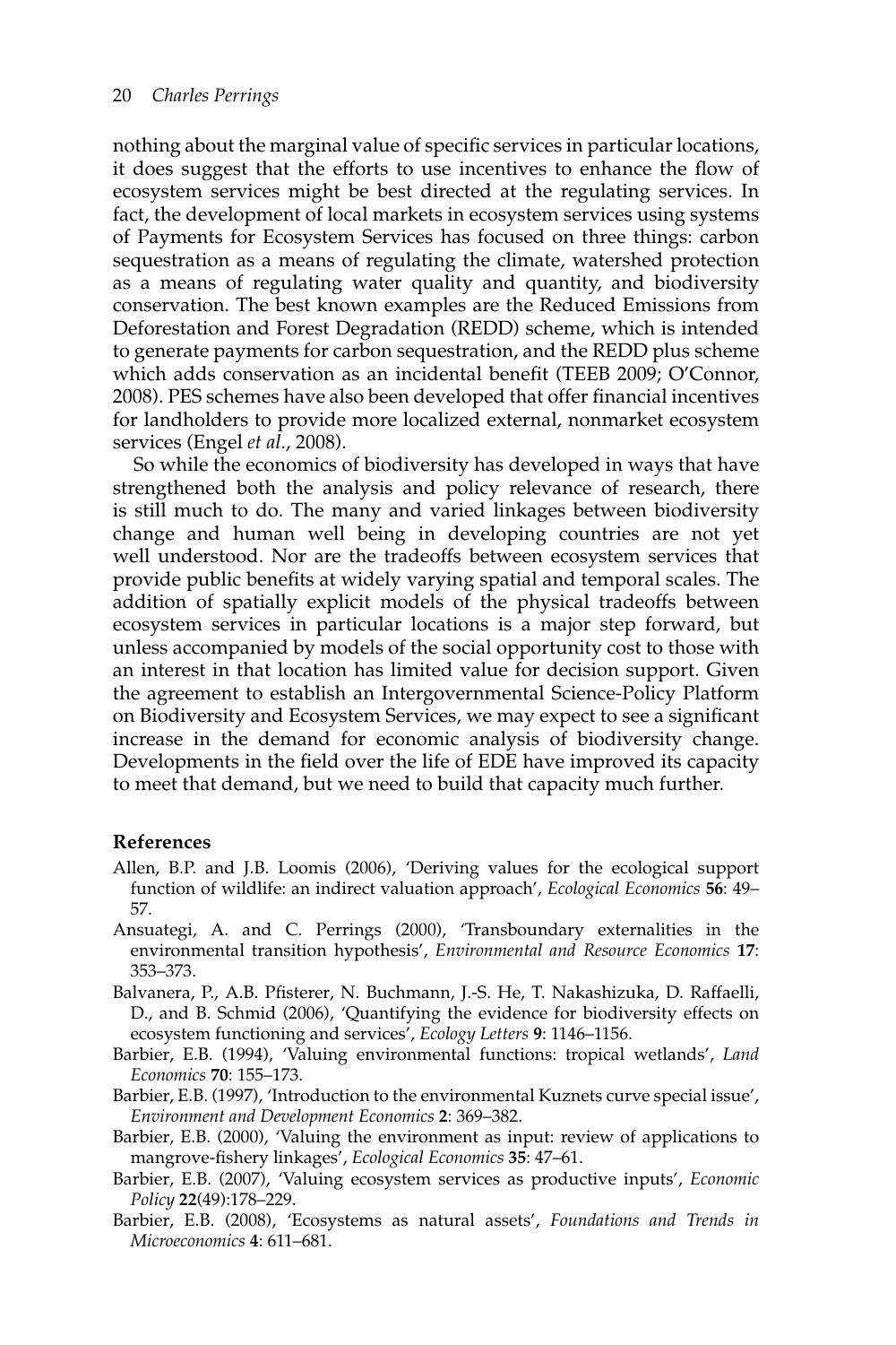nothing about the marginal value of specific services in particular locations, it does suggest that the efforts to use incentives to enhance the flow of ecosystem services might be best directed at the regulating services. In fact, the development of local markets in ecosystem services using systems of Payments for Ecosystem Services has focused on three things: carbon sequestration as a means of regulating the climate, watershed protection as a means of regulating water quality and quantity, and biodiversity conservation. The best known examples are the Reduced Emissions from Deforestation and Forest Degradation (REDD) scheme, which is intended to generate payments for carbon sequestration, and the REDD plus scheme which adds conservation as an incidental benefit (TEEB 2009; O'Connor, 2008). PES schemes have also been developed that offer financial incentives for landholders to provide more localized external, nonmarket ecosystem services (Engel *et al*., 2008).

So while the economics of biodiversity has developed in ways that have strengthened both the analysis and policy relevance of research, there is still much to do. The many and varied linkages between biodiversity change and human well being in developing countries are not yet well understood. Nor are the tradeoffs between ecosystem services that provide public benefits at widely varying spatial and temporal scales. The addition of spatially explicit models of the physical tradeoffs between ecosystem services in particular locations is a major step forward, but unless accompanied by models of the social opportunity cost to those with an interest in that location has limited value for decision support. Given the agreement to establish an Intergovernmental Science-Policy Platform on Biodiversity and Ecosystem Services, we may expect to see a significant increase in the demand for economic analysis of biodiversity change. Developments in the field over the life of EDE have improved its capacity to meet that demand, but we need to build that capacity much further.

## References

Allen, B.P. and J.B. Loomis (2006), 'Deriving values for the ecological support function of wildlife: an indirect valuation approach', *Ecological Economics* **56**: 49–57.

Ansuategi, A. and C. Perrings (2000), 'Transboundary externalities in the environmental transition hypothesis', *Environmental and Resource Economics* **17**: 353–373.

Balvanera, P., A.B. Pfisterer, N. Buchmann, J.-S. He, T. Nakashizuka, D. Raffaelli, D., and B. Schmid (2006), 'Quantifying the evidence for biodiversity effects on ecosystem functioning and services', *Ecology Letters* **9**: 1146–1156.

Barbier, E.B. (1994), 'Valuing environmental functions: tropical wetlands', *Land Economics* **70**: 155–173.

Barbier, E.B. (1997), 'Introduction to the environmental Kuznets curve special issue', *Environment and Development Economics* **2**: 369–382.

Barbier, E.B. (2000), 'Valuing the environment as input: review of applications to mangrove-fishery linkages', *Ecological Economics* **35**: 47–61.

Barbier, E.B. (2007), 'Valuing ecosystem services as productive inputs', *Economic Policy* **22**(49):178–229.

Barbier, E.B. (2008), 'Ecosystems as natural assets', *Foundations and Trends in Microeconomics* **4**: 611–681.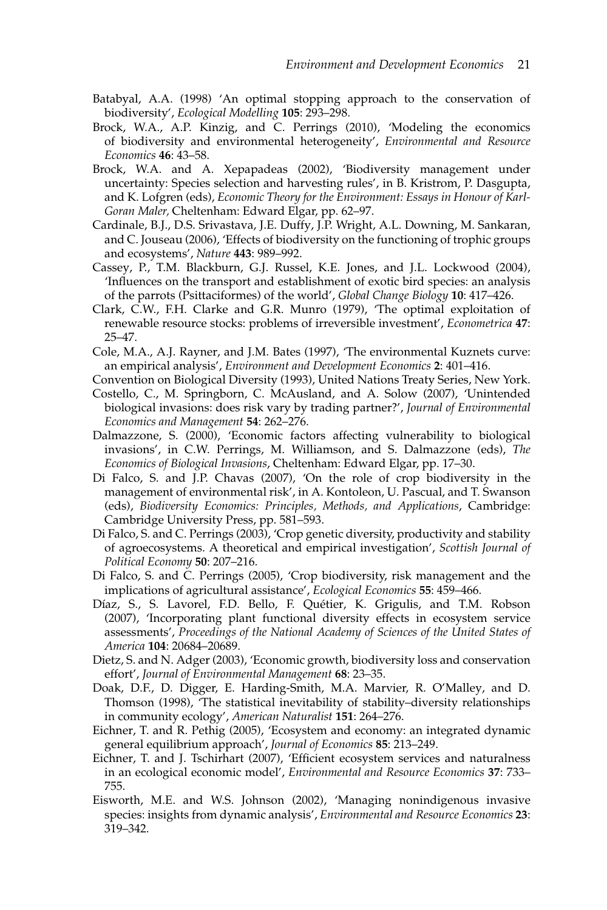Batabyal, A.A. (1998) 'An optimal stopping approach to the conservation of biodiversity', *Ecological Modelling* **105**: 293–298.

Brock, W.A., A.P. Kinzig, and C. Perrings (2010), 'Modeling the economics of biodiversity and environmental heterogeneity', *Environmental and Resource Economics* **46**: 43–58.

Brock, W.A. and A. Xepapadeas (2002), 'Biodiversity management under uncertainty: Species selection and harvesting rules', in B. Kristrom, P. Dasgupta, and K. Lofgren (eds), *Economic Theory for the Environment: Essays in Honour of Karl-Goran Maler,* Cheltenham: Edward Elgar, pp. 62–97.

Cardinale, B.J., D.S. Srivastava, J.E. Duffy, J.P. Wright, A.L. Downing, M. Sankaran, and C. Jouseau (2006), 'Effects of biodiversity on the functioning of trophic groups and ecosystems', *Nature* **443**: 989–992.

Cassey, P., T.M. Blackburn, G.J. Russel, K.E. Jones, and J.L. Lockwood (2004), 'Influences on the transport and establishment of exotic bird species: an analysis of the parrots (Psittaciformes) of the world', *Global Change Biology* **10**: 417–426.

Clark, C.W., F.H. Clarke and G.R. Munro (1979), 'The optimal exploitation of renewable resource stocks: problems of irreversible investment', *Econometrica* **47**: 25–47.

Cole, M.A., A.J. Rayner, and J.M. Bates (1997), 'The environmental Kuznets curve: an empirical analysis', *Environment and Development Economics* **2**: 401–416.

Convention on Biological Diversity (1993), United Nations Treaty Series, New York.

Costello, C., M. Springborn, C. McAusland, and A. Solow (2007), 'Unintended biological invasions: does risk vary by trading partner?', *Journal of Environmental Economics and Management* **54**: 262–276.

Dalmazzone, S. (2000), 'Economic factors affecting vulnerability to biological invasions', in C.W. Perrings, M. Williamson, and S. Dalmazzone (eds), *The Economics of Biological Invasions*, Cheltenham: Edward Elgar, pp. 17–30.

Di Falco, S. and J.P. Chavas (2007), 'On the role of crop biodiversity in the management of environmental risk', in A. Kontoleon, U. Pascual, and T. Swanson (eds), *Biodiversity Economics: Principles, Methods, and Applications*, Cambridge: Cambridge University Press, pp. 581–593.

Di Falco, S. and C. Perrings (2003), 'Crop genetic diversity, productivity and stability of agroecosystems. A theoretical and empirical investigation', *Scottish Journal of Political Economy* **50**: 207–216.

Di Falco, S. and C. Perrings (2005), 'Crop biodiversity, risk management and the implications of agricultural assistance', *Ecological Economics* **55**: 459–466.

Díaz, S., S. Lavorel, F.D. Bello, F. Quétier, K. Grigulis, and T.M. Robson (2007), 'Incorporating plant functional diversity effects in ecosystem service assessments', *Proceedings of the National Academy of Sciences of the United States of America* **104**: 20684–20689.

Dietz, S. and N. Adger (2003), 'Economic growth, biodiversity loss and conservation effort', *Journal of Environmental Management* **68**: 23–35.

Doak, D.F., D. Digger, E. Harding-Smith, M.A. Marvier, R. O'Malley, and D. Thomson (1998), 'The statistical inevitability of stability–diversity relationships in community ecology', *American Naturalist* **151**: 264–276.

Eichner, T. and R. Pethig (2005), 'Ecosystem and economy: an integrated dynamic general equilibrium approach', *Journal of Economics* **85**: 213–249.

Eichner, T. and J. Tschirhart (2007), 'Efficient ecosystem services and naturalness in an ecological economic model', *Environmental and Resource Economics* **37**: 733–755.

Eisworth, M.E. and W.S. Johnson (2002), 'Managing nonindigenous invasive species: insights from dynamic analysis', *Environmental and Resource Economics* **23**: 319–342.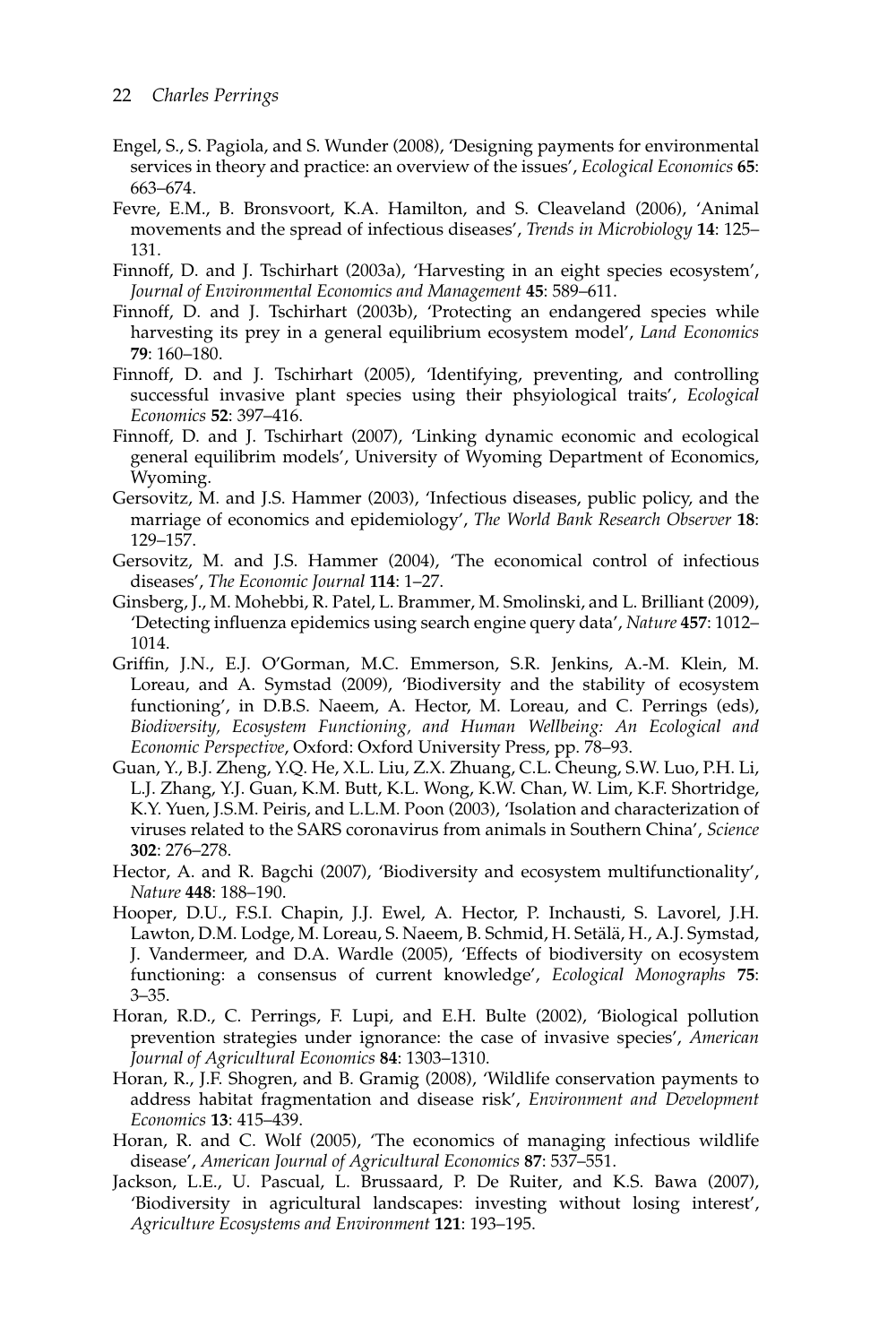Engel, S., S. Pagiola, and S. Wunder (2008), 'Designing payments for environmental services in theory and practice: an overview of the issues', *Ecological Economics* **65**: 663–674.

Fevre, E.M., B. Bronsvoort, K.A. Hamilton, and S. Cleaveland (2006), 'Animal movements and the spread of infectious diseases', *Trends in Microbiology* **14**: 125–131.

Finnoff, D. and J. Tschirhart (2003a), 'Harvesting in an eight species ecosystem', *Journal of Environmental Economics and Management* **45**: 589–611.

Finnoff, D. and J. Tschirhart (2003b), 'Protecting an endangered species while harvesting its prey in a general equilibrium ecosystem model', *Land Economics* **79**: 160–180.

Finnoff, D. and J. Tschirhart (2005), 'Identifying, preventing, and controlling successful invasive plant species using their phsyiological traits', *Ecological Economics* **52**: 397–416.

Finnoff, D. and J. Tschirhart (2007), 'Linking dynamic economic and ecological general equilibrim models', University of Wyoming Department of Economics, Wyoming.

Gersovitz, M. and J.S. Hammer (2003), 'Infectious diseases, public policy, and the marriage of economics and epidemiology', *The World Bank Research Observer* **18**: 129–157.

Gersovitz, M. and J.S. Hammer (2004), 'The economical control of infectious diseases', *The Economic Journal* **114**: 1–27.

Ginsberg, J., M. Mohebbi, R. Patel, L. Brammer, M. Smolinski, and L. Brilliant (2009), 'Detecting influenza epidemics using search engine query data', *Nature* **457**: 1012–1014.

Griffin, J.N., E.J. O'Gorman, M.C. Emmerson, S.R. Jenkins, A.-M. Klein, M. Loreau, and A. Symstad (2009), 'Biodiversity and the stability of ecosystem functioning', in D.B.S. Naeem, A. Hector, M. Loreau, and C. Perrings (eds), *Biodiversity, Ecosystem Functioning, and Human Wellbeing: An Ecological and Economic Perspective*, Oxford: Oxford University Press, pp. 78–93.

Guan, Y., B.J. Zheng, Y.Q. He, X.L. Liu, Z.X. Zhuang, C.L. Cheung, S.W. Luo, P.H. Li, L.J. Zhang, Y.J. Guan, K.M. Butt, K.L. Wong, K.W. Chan, W. Lim, K.F. Shortridge, K.Y. Yuen, J.S.M. Peiris, and L.L.M. Poon (2003), 'Isolation and characterization of viruses related to the SARS coronavirus from animals in Southern China', *Science* **302**: 276–278.

Hector, A. and R. Bagchi (2007), 'Biodiversity and ecosystem multifunctionality', *Nature* **448**: 188–190.

Hooper, D.U., F.S.I. Chapin, J.J. Ewel, A. Hector, P. Inchausti, S. Lavorel, J.H. Lawton, D.M. Lodge, M. Loreau, S. Naeem, B. Schmid, H. Setälä, H., A.J. Symstad, J. Vandermeer, and D.A. Wardle (2005), 'Effects of biodiversity on ecosystem functioning: a consensus of current knowledge', *Ecological Monographs* **75**: 3–35.

Horan, R.D., C. Perrings, F. Lupi, and E.H. Bulte (2002), 'Biological pollution prevention strategies under ignorance: the case of invasive species', *American Journal of Agricultural Economics* **84**: 1303–1310.

Horan, R., J.F. Shogren, and B. Gramig (2008), 'Wildlife conservation payments to address habitat fragmentation and disease risk', *Environment and Development Economics* **13**: 415–439.

Horan, R. and C. Wolf (2005), 'The economics of managing infectious wildlife disease', *American Journal of Agricultural Economics* **87**: 537–551.

Jackson, L.E., U. Pascual, L. Brussaard, P. De Ruiter, and K.S. Bawa (2007), 'Biodiversity in agricultural landscapes: investing without losing interest', *Agriculture Ecosystems and Environment* **121**: 193–195.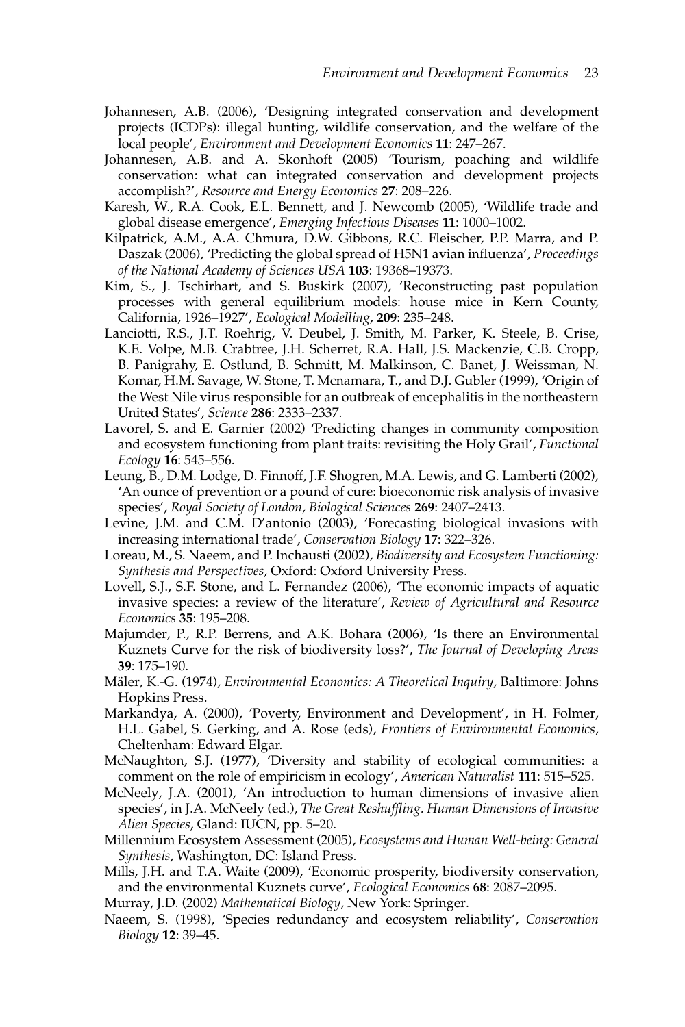Johannesen, A.B. (2006), 'Designing integrated conservation and development projects (ICDPs): illegal hunting, wildlife conservation, and the welfare of the local people', *Environment and Development Economics* **11**: 247–267.

Johannesen, A.B. and A. Skonhoft (2005) 'Tourism, poaching and wildlife conservation: what can integrated conservation and development projects accomplish?', *Resource and Energy Economics* **27**: 208–226.

Karesh, W., R.A. Cook, E.L. Bennett, and J. Newcomb (2005), 'Wildlife trade and global disease emergence', *Emerging Infectious Diseases* **11**: 1000–1002.

Kilpatrick, A.M., A.A. Chmura, D.W. Gibbons, R.C. Fleischer, P.P. Marra, and P. Daszak (2006), 'Predicting the global spread of H5N1 avian influenza', *Proceedings of the National Academy of Sciences USA* **103**: 19368–19373.

Kim, S., J. Tschirhart, and S. Buskirk (2007), 'Reconstructing past population processes with general equilibrium models: house mice in Kern County, California, 1926–1927', *Ecological Modelling*, **209**: 235–248.

Lanciotti, R.S., J.T. Roehrig, V. Deubel, J. Smith, M. Parker, K. Steele, B. Crise, K.E. Volpe, M.B. Crabtree, J.H. Scherret, R.A. Hall, J.S. Mackenzie, C.B. Cropp, B. Panigrahy, E. Ostlund, B. Schmitt, M. Malkinson, C. Banet, J. Weissman, N. Komar, H.M. Savage, W. Stone, T. Mcnamara, T., and D.J. Gubler (1999), 'Origin of the West Nile virus responsible for an outbreak of encephalitis in the northeastern United States', *Science* **286**: 2333–2337.

Lavorel, S. and E. Garnier (2002) 'Predicting changes in community composition and ecosystem functioning from plant traits: revisiting the Holy Grail', *Functional Ecology* **16**: 545–556.

Leung, B., D.M. Lodge, D. Finnoff, J.F. Shogren, M.A. Lewis, and G. Lamberti (2002), 'An ounce of prevention or a pound of cure: bioeconomic risk analysis of invasive species', *Royal Society of London, Biological Sciences* **269**: 2407–2413.

Levine, J.M. and C.M. D'antonio (2003), 'Forecasting biological invasions with increasing international trade', *Conservation Biology* **17**: 322–326.

Loreau, M., S. Naeem, and P. Inchausti (2002), *Biodiversity and Ecosystem Functioning: Synthesis and Perspectives*, Oxford: Oxford University Press.

Lovell, S.J., S.F. Stone, and L. Fernandez (2006), 'The economic impacts of aquatic invasive species: a review of the literature', *Review of Agricultural and Resource Economics* **35**: 195–208.

Majumder, P., R.P. Berrens, and A.K. Bohara (2006), 'Is there an Environmental Kuznets Curve for the risk of biodiversity loss?', *The Journal of Developing Areas* **39**: 175–190.

Mäler, K.-G. (1974), *Environmental Economics: A Theoretical Inquiry*, Baltimore: Johns Hopkins Press.

Markandya, A. (2000), 'Poverty, Environment and Development', in H. Folmer, H.L. Gabel, S. Gerking, and A. Rose (eds), *Frontiers of Environmental Economics*, Cheltenham: Edward Elgar.

McNaughton, S.J. (1977), 'Diversity and stability of ecological communities: a comment on the role of empiricism in ecology', *American Naturalist* **111**: 515–525.

McNeely, J.A. (2001), 'An introduction to human dimensions of invasive alien species', in J.A. McNeely (ed.), *The Great Reshuffling. Human Dimensions of Invasive Alien Species*, Gland: IUCN, pp. 5–20.

Millennium Ecosystem Assessment (2005), *Ecosystems and Human Well-being: General Synthesis*, Washington, DC: Island Press.

Mills, J.H. and T.A. Waite (2009), 'Economic prosperity, biodiversity conservation, and the environmental Kuznets curve', *Ecological Economics* **68**: 2087–2095.

Murray, J.D. (2002) *Mathematical Biology*, New York: Springer.

Naeem, S. (1998), 'Species redundancy and ecosystem reliability', *Conservation Biology* **12**: 39–45.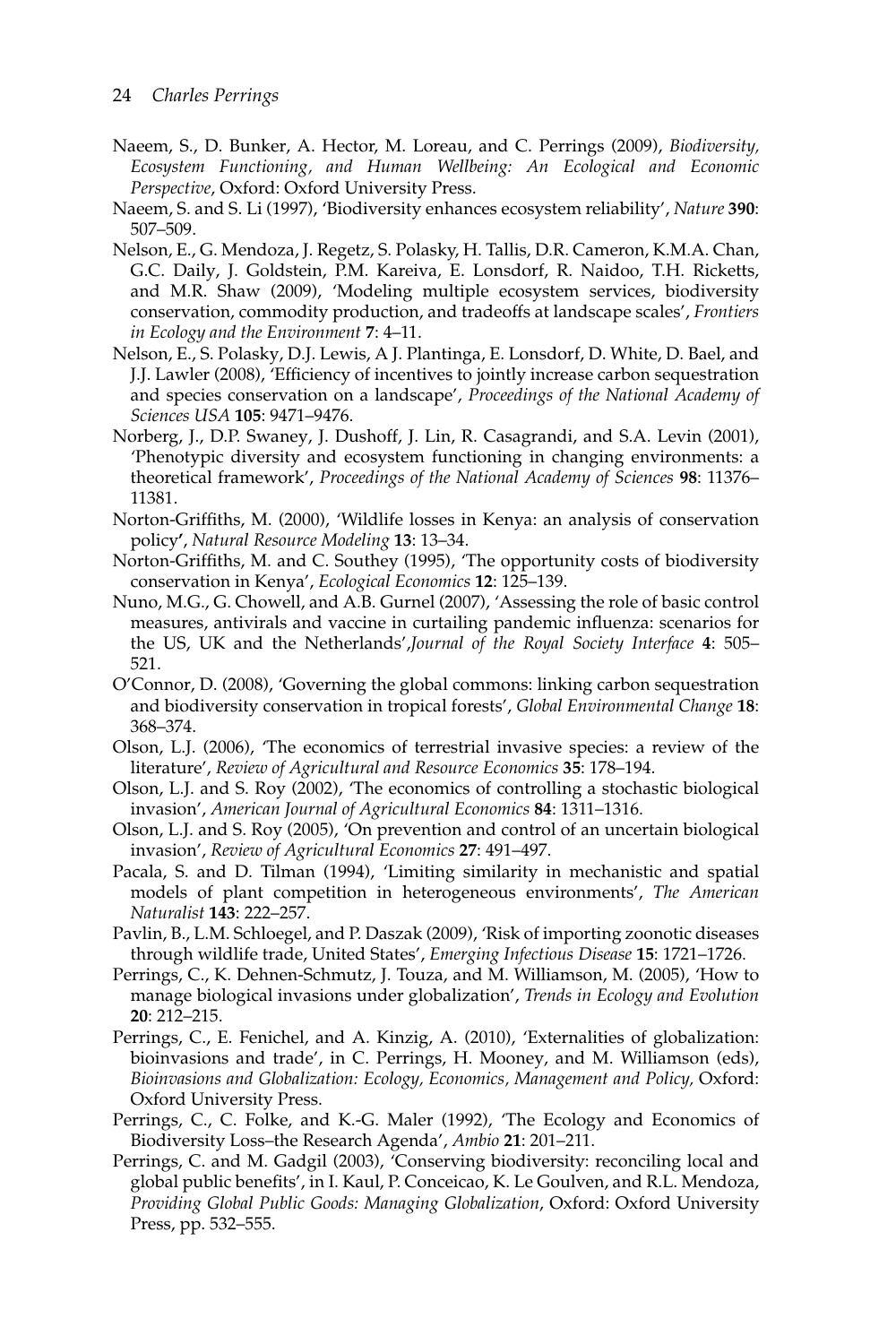Naeem, S., D. Bunker, A. Hector, M. Loreau, and C. Perrings (2009), *Biodiversity, Ecosystem Functioning, and Human Wellbeing: An Ecological and Economic Perspective*, Oxford: Oxford University Press.

Naeem, S. and S. Li (1997), 'Biodiversity enhances ecosystem reliability', *Nature* **390**: 507–509.

Nelson, E., G. Mendoza, J. Regetz, S. Polasky, H. Tallis, D.R. Cameron, K.M.A. Chan, G.C. Daily, J. Goldstein, P.M. Kareiva, E. Lonsdorf, R. Naidoo, T.H. Ricketts, and M.R. Shaw (2009), 'Modeling multiple ecosystem services, biodiversity conservation, commodity production, and tradeoffs at landscape scales', *Frontiers in Ecology and the Environment* **7**: 4–11.

Nelson, E., S. Polasky, D.J. Lewis, A J. Plantinga, E. Lonsdorf, D. White, D. Bael, and J.J. Lawler (2008), 'Efficiency of incentives to jointly increase carbon sequestration and species conservation on a landscape', *Proceedings of the National Academy of Sciences USA* **105**: 9471–9476.

Norberg, J., D.P. Swaney, J. Dushoff, J. Lin, R. Casagrandi, and S.A. Levin (2001), 'Phenotypic diversity and ecosystem functioning in changing environments: a theoretical framework', *Proceedings of the National Academy of Sciences* **98**: 11376–11381.

Norton-Griffiths, M. (2000), 'Wildlife losses in Kenya: an analysis of conservation policy', *Natural Resource Modeling* **13**: 13–34.

Norton-Griffiths, M. and C. Southey (1995), 'The opportunity costs of biodiversity conservation in Kenya', *Ecological Economics* **12**: 125–139.

Nuno, M.G., G. Chowell, and A.B. Gurnel (2007), 'Assessing the role of basic control measures, antivirals and vaccine in curtailing pandemic influenza: scenarios for the US, UK and the Netherlands',*Journal of the Royal Society Interface* **4**: 505–521.

O'Connor, D. (2008), 'Governing the global commons: linking carbon sequestration and biodiversity conservation in tropical forests', *Global Environmental Change* **18**: 368–374.

Olson, L.J. (2006), 'The economics of terrestrial invasive species: a review of the literature', *Review of Agricultural and Resource Economics* **35**: 178–194.

Olson, L.J. and S. Roy (2002), 'The economics of controlling a stochastic biological invasion', *American Journal of Agricultural Economics* **84**: 1311–1316.

Olson, L.J. and S. Roy (2005), 'On prevention and control of an uncertain biological invasion', *Review of Agricultural Economics* **27**: 491–497.

Pacala, S. and D. Tilman (1994), 'Limiting similarity in mechanistic and spatial models of plant competition in heterogeneous environments', *The American Naturalist* **143**: 222–257.

Pavlin, B., L.M. Schloegel, and P. Daszak (2009), 'Risk of importing zoonotic diseases through wildlife trade, United States', *Emerging Infectious Disease* **15**: 1721–1726.

Perrings, C., K. Dehnen-Schmutz, J. Touza, and M. Williamson, M. (2005), 'How to manage biological invasions under globalization', *Trends in Ecology and Evolution* **20**: 212–215.

Perrings, C., E. Fenichel, and A. Kinzig, A. (2010), 'Externalities of globalization: bioinvasions and trade', in C. Perrings, H. Mooney, and M. Williamson (eds), *Bioinvasions and Globalization: Ecology, Economics, Management and Policy,* Oxford: Oxford University Press.

Perrings, C., C. Folke, and K.-G. Maler (1992), 'The Ecology and Economics of Biodiversity Loss–the Research Agenda', *Ambio* **21**: 201–211.

Perrings, C. and M. Gadgil (2003), 'Conserving biodiversity: reconciling local and global public benefits', in I. Kaul, P. Conceicao, K. Le Goulven, and R.L. Mendoza, *Providing Global Public Goods: Managing Globalization*, Oxford: Oxford University Press, pp. 532–555.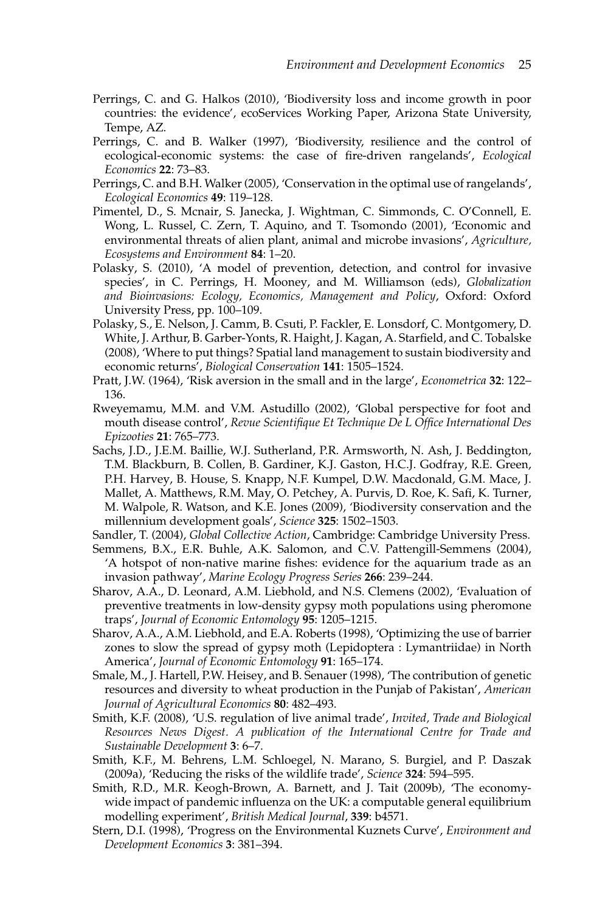Perrings, C. and G. Halkos (2010), 'Biodiversity loss and income growth in poor countries: the evidence', ecoServices Working Paper, Arizona State University, Tempe, AZ.

Perrings, C. and B. Walker (1997), 'Biodiversity, resilience and the control of ecological-economic systems: the case of fire-driven rangelands', *Ecological Economics* **22**: 73–83.

Perrings, C. and B.H. Walker (2005), 'Conservation in the optimal use of rangelands', *Ecological Economics* **49**: 119–128.

Pimentel, D., S. Mcnair, S. Janecka, J. Wightman, C. Simmonds, C. O'Connell, E. Wong, L. Russel, C. Zern, T. Aquino, and T. Tsomondo (2001), 'Economic and environmental threats of alien plant, animal and microbe invasions', *Agriculture, Ecosystems and Environment* **84**: 1–20.

Polasky, S. (2010), 'A model of prevention, detection, and control for invasive species', in C. Perrings, H. Mooney, and M. Williamson (eds), *Globalization and Bioinvasions: Ecology, Economics, Management and Policy*, Oxford: Oxford University Press, pp. 100–109.

Polasky, S., E. Nelson, J. Camm, B. Csuti, P. Fackler, E. Lonsdorf, C. Montgomery, D. White, J. Arthur, B. Garber-Yonts, R. Haight, J. Kagan, A. Starfield, and C. Tobalske (2008), 'Where to put things? Spatial land management to sustain biodiversity and economic returns', *Biological Conservation* **141**: 1505–1524.

Pratt, J.W. (1964), 'Risk aversion in the small and in the large', *Econometrica* **32**: 122–136.

Rweyemamu, M.M. and V.M. Astudillo (2002), 'Global perspective for foot and mouth disease control', *Revue Scientifique Et Technique De L Office International Des Epizooties* **21**: 765–773.

Sachs, J.D., J.E.M. Baillie, W.J. Sutherland, P.R. Armsworth, N. Ash, J. Beddington, T.M. Blackburn, B. Collen, B. Gardiner, K.J. Gaston, H.C.J. Godfray, R.E. Green, P.H. Harvey, B. House, S. Knapp, N.F. Kumpel, D.W. Macdonald, G.M. Mace, J. Mallet, A. Matthews, R.M. May, O. Petchey, A. Purvis, D. Roe, K. Safi, K. Turner, M. Walpole, R. Watson, and K.E. Jones (2009), 'Biodiversity conservation and the millennium development goals', *Science* **325**: 1502–1503.

Sandler, T. (2004), *Global Collective Action*, Cambridge: Cambridge University Press.

Semmens, B.X., E.R. Buhle, A.K. Salomon, and C.V. Pattengill-Semmens (2004), 'A hotspot of non-native marine fishes: evidence for the aquarium trade as an invasion pathway', *Marine Ecology Progress Series* **266**: 239–244.

Sharov, A.A., D. Leonard, A.M. Liebhold, and N.S. Clemens (2002), 'Evaluation of preventive treatments in low-density gypsy moth populations using pheromone traps', *Journal of Economic Entomology* **95**: 1205–1215.

Sharov, A.A., A.M. Liebhold, and E.A. Roberts (1998), 'Optimizing the use of barrier zones to slow the spread of gypsy moth (Lepidoptera : Lymantriidae) in North America', *Journal of Economic Entomology* **91**: 165–174.

Smale, M., J. Hartell, P.W. Heisey, and B. Senauer (1998), 'The contribution of genetic resources and diversity to wheat production in the Punjab of Pakistan', *American Journal of Agricultural Economics* **80**: 482–493.

Smith, K.F. (2008), 'U.S. regulation of live animal trade', *Invited, Trade and Biological Resources News Digest. A publication of the International Centre for Trade and Sustainable Development* **3**: 6–7.

Smith, K.F., M. Behrens, L.M. Schloegel, N. Marano, S. Burgiel, and P. Daszak (2009a), 'Reducing the risks of the wildlife trade', *Science* **324**: 594–595.

Smith, R.D., M.R. Keogh-Brown, A. Barnett, and J. Tait (2009b), 'The economy-wide impact of pandemic influenza on the UK: a computable general equilibrium modelling experiment', *British Medical Journal*, **339**: b4571.

Stern, D.I. (1998), 'Progress on the Environmental Kuznets Curve', *Environment and Development Economics* **3**: 381–394.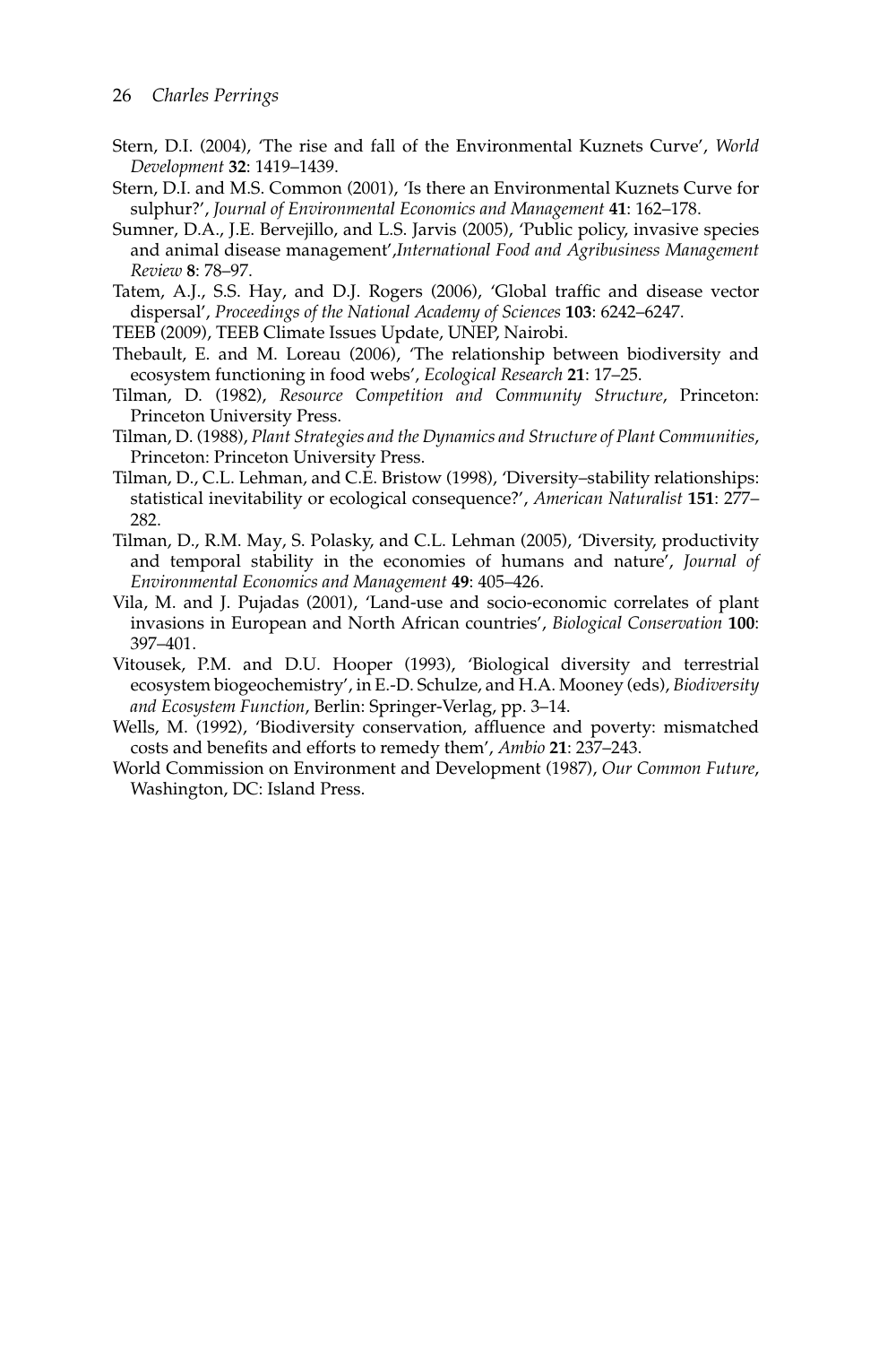Stern, D.I. (2004), 'The rise and fall of the Environmental Kuznets Curve', *World Development* **32**: 1419–1439.

Stern, D.I. and M.S. Common (2001), 'Is there an Environmental Kuznets Curve for sulphur?', *Journal of Environmental Economics and Management* **41**: 162–178.

Sumner, D.A., J.E. Bervejillo, and L.S. Jarvis (2005), 'Public policy, invasive species and animal disease management',*International Food and Agribusiness Management Review* **8**: 78–97.

Tatem, A.J., S.S. Hay, and D.J. Rogers (2006), 'Global traffic and disease vector dispersal', *Proceedings of the National Academy of Sciences* **103**: 6242–6247.

TEEB (2009), TEEB Climate Issues Update, UNEP, Nairobi.

Thebault, E. and M. Loreau (2006), 'The relationship between biodiversity and ecosystem functioning in food webs', *Ecological Research* **21**: 17–25.

Tilman, D. (1982), *Resource Competition and Community Structure*, Princeton: Princeton University Press.

Tilman, D. (1988), *Plant Strategies and the Dynamics and Structure of Plant Communities*, Princeton: Princeton University Press.

Tilman, D., C.L. Lehman, and C.E. Bristow (1998), 'Diversity–stability relationships: statistical inevitability or ecological consequence?', *American Naturalist* **151**: 277–282.

Tilman, D., R.M. May, S. Polasky, and C.L. Lehman (2005), 'Diversity, productivity and temporal stability in the economies of humans and nature', *Journal of Environmental Economics and Management* **49**: 405–426.

Vila, M. and J. Pujadas (2001), 'Land-use and socio-economic correlates of plant invasions in European and North African countries', *Biological Conservation* **100**: 397–401.

Vitousek, P.M. and D.U. Hooper (1993), 'Biological diversity and terrestrial ecosystem biogeochemistry', in E.-D. Schulze, and H.A. Mooney (eds), *Biodiversity and Ecosystem Function*, Berlin: Springer-Verlag, pp. 3–14.

Wells, M. (1992), 'Biodiversity conservation, affluence and poverty: mismatched costs and benefits and efforts to remedy them', *Ambio* **21**: 237–243.

World Commission on Environment and Development (1987), *Our Common Future*, Washington, DC: Island Press.